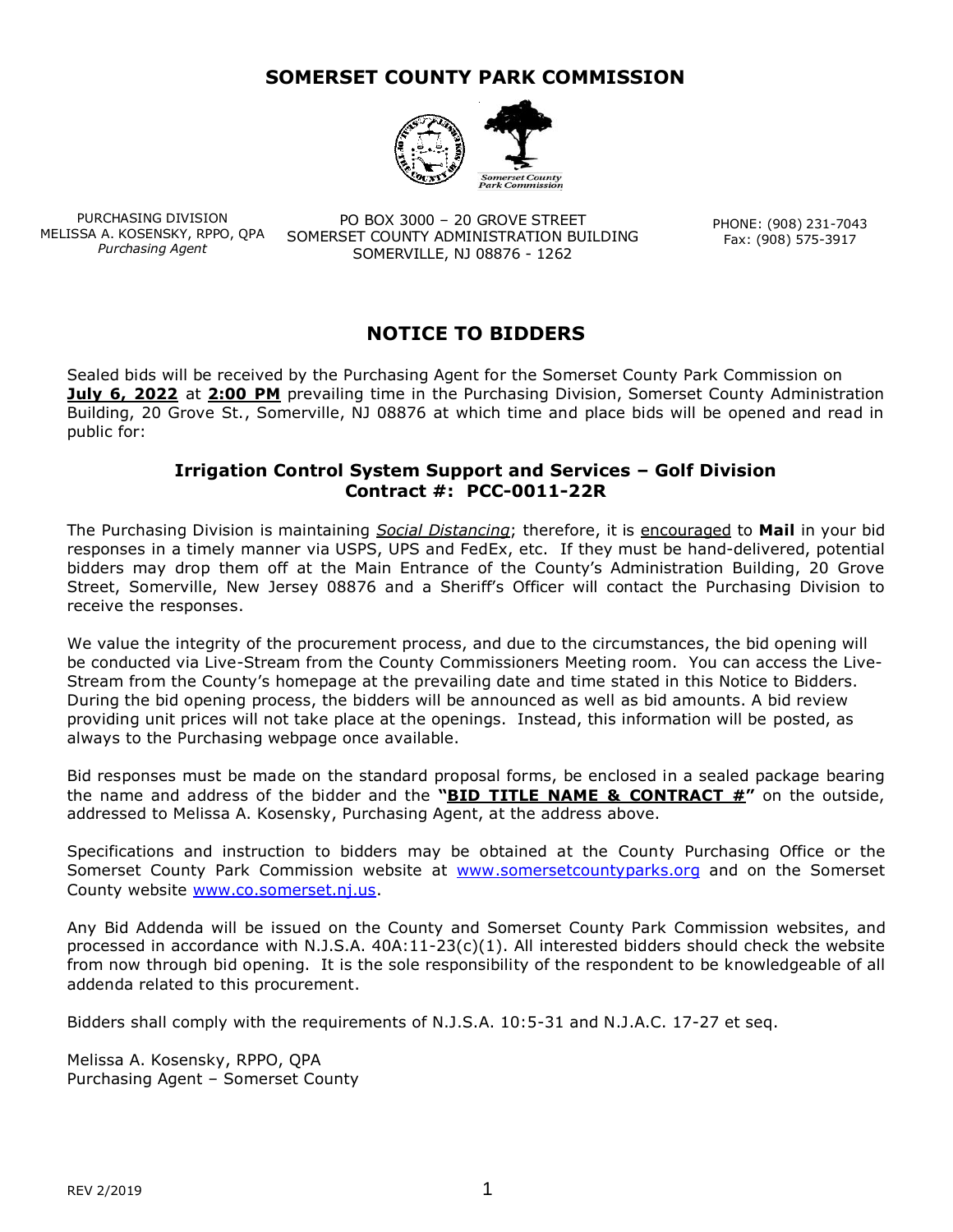# SOMERSET COUNTY PARK COMMISSION

PURCHASING DIVISION
MELISSA A. KOSENSKY, RPPO, QPA
*Purchasing Agent*

PO BOX 3000 – 20 GROVE STREET
SOMERSET COUNTY ADMINISTRATION BUILDING
SOMERVILLE, NJ 08876 - 1262

PHONE: (908) 231-7043
Fax: (908) 575-3917

## NOTICE TO BIDDERS

Sealed bids will be received by the Purchasing Agent for the Somerset County Park Commission on **July 6, 2022** at **2:00 PM** prevailing time in the Purchasing Division, Somerset County Administration Building, 20 Grove St., Somerville, NJ 08876 at which time and place bids will be opened and read in public for:

### Irrigation Control System Support and Services – Golf Division
### Contract #: PCC-0011-22R

The Purchasing Division is maintaining *Social Distancing*; therefore, it is encouraged to **Mail** in your bid responses in a timely manner via USPS, UPS and FedEx, etc. If they must be hand-delivered, potential bidders may drop them off at the Main Entrance of the County's Administration Building, 20 Grove Street, Somerville, New Jersey 08876 and a Sheriff's Officer will contact the Purchasing Division to receive the responses.

We value the integrity of the procurement process, and due to the circumstances, the bid opening will be conducted via Live-Stream from the County Commissioners Meeting room. You can access the Live-Stream from the County's homepage at the prevailing date and time stated in this Notice to Bidders. During the bid opening process, the bidders will be announced as well as bid amounts. A bid review providing unit prices will not take place at the openings. Instead, this information will be posted, as always to the Purchasing webpage once available.

Bid responses must be made on the standard proposal forms, be enclosed in a sealed package bearing the name and address of the bidder and the **"BID TITLE NAME & CONTRACT #"** on the outside, addressed to Melissa A. Kosensky, Purchasing Agent, at the address above.

Specifications and instruction to bidders may be obtained at the County Purchasing Office or the Somerset County Park Commission website at www.somersetcountyparks.org and on the Somerset County website www.co.somerset.nj.us.

Any Bid Addenda will be issued on the County and Somerset County Park Commission websites, and processed in accordance with N.J.S.A. 40A:11-23(c)(1). All interested bidders should check the website from now through bid opening. It is the sole responsibility of the respondent to be knowledgeable of all addenda related to this procurement.

Bidders shall comply with the requirements of N.J.S.A. 10:5-31 and N.J.A.C. 17-27 et seq.

Melissa A. Kosensky, RPPO, QPA
Purchasing Agent – Somerset County

REV 2/2019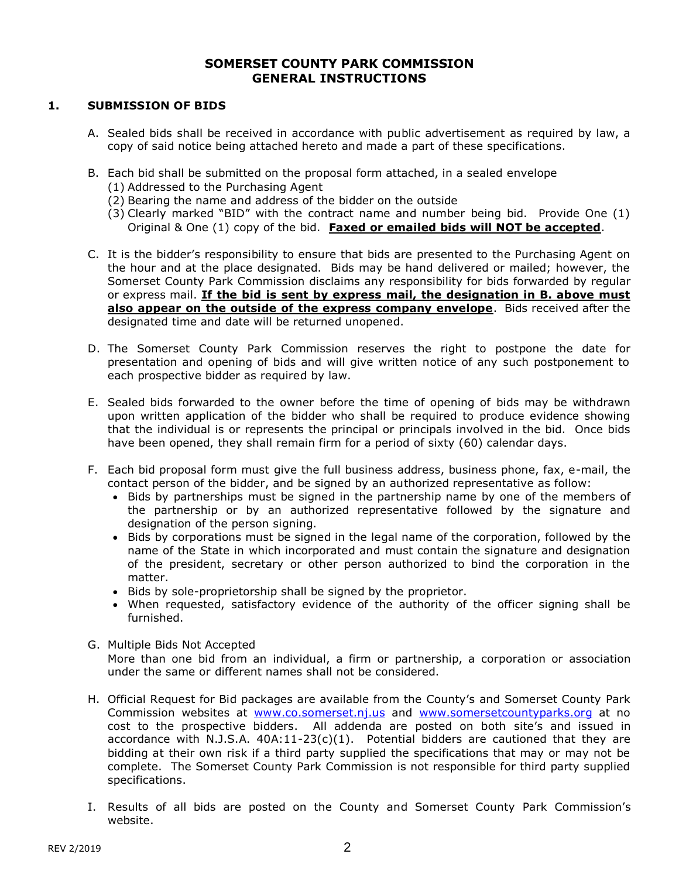# SOMERSET COUNTY PARK COMMISSION
# GENERAL INSTRUCTIONS

## 1. SUBMISSION OF BIDS

A. Sealed bids shall be received in accordance with public advertisement as required by law, a copy of said notice being attached hereto and made a part of these specifications.

B. Each bid shall be submitted on the proposal form attached, in a sealed envelope
   (1) Addressed to the Purchasing Agent
   (2) Bearing the name and address of the bidder on the outside
   (3) Clearly marked "BID" with the contract name and number being bid. Provide One (1) Original & One (1) copy of the bid. **Faxed or emailed bids will NOT be accepted**.

C. It is the bidder's responsibility to ensure that bids are presented to the Purchasing Agent on the hour and at the place designated. Bids may be hand delivered or mailed; however, the Somerset County Park Commission disclaims any responsibility for bids forwarded by regular or express mail. **If the bid is sent by express mail, the designation in B. above must also appear on the outside of the express company envelope**. Bids received after the designated time and date will be returned unopened.

D. The Somerset County Park Commission reserves the right to postpone the date for presentation and opening of bids and will give written notice of any such postponement to each prospective bidder as required by law.

E. Sealed bids forwarded to the owner before the time of opening of bids may be withdrawn upon written application of the bidder who shall be required to produce evidence showing that the individual is or represents the principal or principals involved in the bid. Once bids have been opened, they shall remain firm for a period of sixty (60) calendar days.

F. Each bid proposal form must give the full business address, business phone, fax, e-mail, the contact person of the bidder, and be signed by an authorized representative as follow:
   - Bids by partnerships must be signed in the partnership name by one of the members of the partnership or by an authorized representative followed by the signature and designation of the person signing.
   - Bids by corporations must be signed in the legal name of the corporation, followed by the name of the State in which incorporated and must contain the signature and designation of the president, secretary or other person authorized to bind the corporation in the matter.
   - Bids by sole-proprietorship shall be signed by the proprietor.
   - When requested, satisfactory evidence of the authority of the officer signing shall be furnished.

G. Multiple Bids Not Accepted
   More than one bid from an individual, a firm or partnership, a corporation or association under the same or different names shall not be considered.

H. Official Request for Bid packages are available from the County's and Somerset County Park Commission websites at www.co.somerset.nj.us and www.somersetcountyparks.org at no cost to the prospective bidders. All addenda are posted on both site's and issued in accordance with N.J.S.A. 40A:11-23(c)(1). Potential bidders are cautioned that they are bidding at their own risk if a third party supplied the specifications that may or may not be complete. The Somerset County Park Commission is not responsible for third party supplied specifications.

I. Results of all bids are posted on the County and Somerset County Park Commission's website.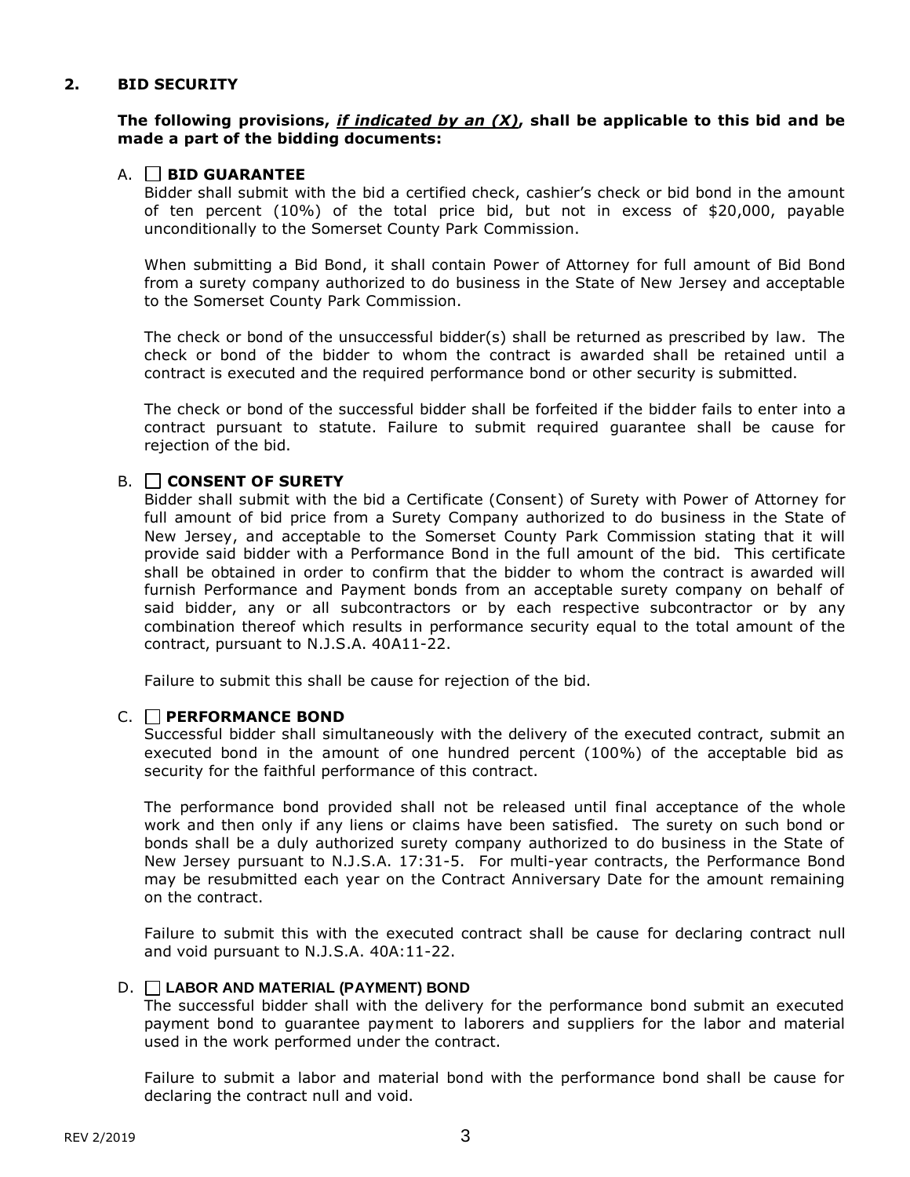## 2. BID SECURITY

**The following provisions, *if indicated by an (X)*, shall be applicable to this bid and be made a part of the bidding documents:**

### A. ☐ BID GUARANTEE

Bidder shall submit with the bid a certified check, cashier's check or bid bond in the amount of ten percent (10%) of the total price bid, but not in excess of $20,000, payable unconditionally to the Somerset County Park Commission.

When submitting a Bid Bond, it shall contain Power of Attorney for full amount of Bid Bond from a surety company authorized to do business in the State of New Jersey and acceptable to the Somerset County Park Commission.

The check or bond of the unsuccessful bidder(s) shall be returned as prescribed by law. The check or bond of the bidder to whom the contract is awarded shall be retained until a contract is executed and the required performance bond or other security is submitted.

The check or bond of the successful bidder shall be forfeited if the bidder fails to enter into a contract pursuant to statute. Failure to submit required guarantee shall be cause for rejection of the bid.

### B. ☐ CONSENT OF SURETY

Bidder shall submit with the bid a Certificate (Consent) of Surety with Power of Attorney for full amount of bid price from a Surety Company authorized to do business in the State of New Jersey, and acceptable to the Somerset County Park Commission stating that it will provide said bidder with a Performance Bond in the full amount of the bid. This certificate shall be obtained in order to confirm that the bidder to whom the contract is awarded will furnish Performance and Payment bonds from an acceptable surety company on behalf of said bidder, any or all subcontractors or by each respective subcontractor or by any combination thereof which results in performance security equal to the total amount of the contract, pursuant to N.J.S.A. 40A11-22.

Failure to submit this shall be cause for rejection of the bid.

### C. ☐ PERFORMANCE BOND

Successful bidder shall simultaneously with the delivery of the executed contract, submit an executed bond in the amount of one hundred percent (100%) of the acceptable bid as security for the faithful performance of this contract.

The performance bond provided shall not be released until final acceptance of the whole work and then only if any liens or claims have been satisfied. The surety on such bond or bonds shall be a duly authorized surety company authorized to do business in the State of New Jersey pursuant to N.J.S.A. 17:31-5. For multi-year contracts, the Performance Bond may be resubmitted each year on the Contract Anniversary Date for the amount remaining on the contract.

Failure to submit this with the executed contract shall be cause for declaring contract null and void pursuant to N.J.S.A. 40A:11-22.

### D. ☐ LABOR AND MATERIAL (PAYMENT) BOND

The successful bidder shall with the delivery for the performance bond submit an executed payment bond to guarantee payment to laborers and suppliers for the labor and material used in the work performed under the contract.

Failure to submit a labor and material bond with the performance bond shall be cause for declaring the contract null and void.

REV 2/2019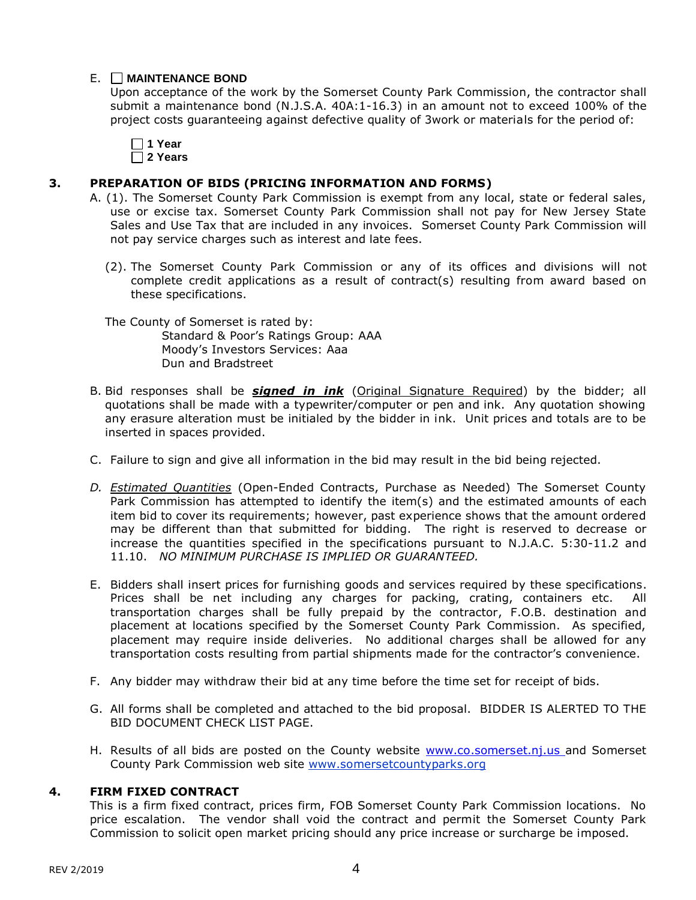E. ☐ **MAINTENANCE BOND**

Upon acceptance of the work by the Somerset County Park Commission, the contractor shall submit a maintenance bond (N.J.S.A. 40A:1-16.3) in an amount not to exceed 100% of the project costs guaranteeing against defective quality of 3work or materials for the period of:

☐ **1 Year**
☐ **2 Years**

## 3. PREPARATION OF BIDS (PRICING INFORMATION AND FORMS)

A. (1). The Somerset County Park Commission is exempt from any local, state or federal sales, use or excise tax. Somerset County Park Commission shall not pay for New Jersey State Sales and Use Tax that are included in any invoices. Somerset County Park Commission will not pay service charges such as interest and late fees.

(2). The Somerset County Park Commission or any of its offices and divisions will not complete credit applications as a result of contract(s) resulting from award based on these specifications.

The County of Somerset is rated by:
Standard & Poor's Ratings Group: AAA
Moody's Investors Services: Aaa
Dun and Bradstreet

B. Bid responses shall be ***signed in ink*** (Original Signature Required) by the bidder; all quotations shall be made with a typewriter/computer or pen and ink. Any quotation showing any erasure alteration must be initialed by the bidder in ink. Unit prices and totals are to be inserted in spaces provided.

C. Failure to sign and give all information in the bid may result in the bid being rejected.

*D. Estimated Quantities* (Open-Ended Contracts, Purchase as Needed) The Somerset County Park Commission has attempted to identify the item(s) and the estimated amounts of each item bid to cover its requirements; however, past experience shows that the amount ordered may be different than that submitted for bidding. The right is reserved to decrease or increase the quantities specified in the specifications pursuant to N.J.A.C. 5:30-11.2 and 11.10. *NO MINIMUM PURCHASE IS IMPLIED OR GUARANTEED.*

E. Bidders shall insert prices for furnishing goods and services required by these specifications. Prices shall be net including any charges for packing, crating, containers etc. All transportation charges shall be fully prepaid by the contractor, F.O.B. destination and placement at locations specified by the Somerset County Park Commission. As specified, placement may require inside deliveries. No additional charges shall be allowed for any transportation costs resulting from partial shipments made for the contractor's convenience.

F. Any bidder may withdraw their bid at any time before the time set for receipt of bids.

G. All forms shall be completed and attached to the bid proposal. BIDDER IS ALERTED TO THE BID DOCUMENT CHECK LIST PAGE.

H. Results of all bids are posted on the County website www.co.somerset.nj.us and Somerset County Park Commission web site www.somersetcountyparks.org

## 4. FIRM FIXED CONTRACT

This is a firm fixed contract, prices firm, FOB Somerset County Park Commission locations. No price escalation. The vendor shall void the contract and permit the Somerset County Park Commission to solicit open market pricing should any price increase or surcharge be imposed.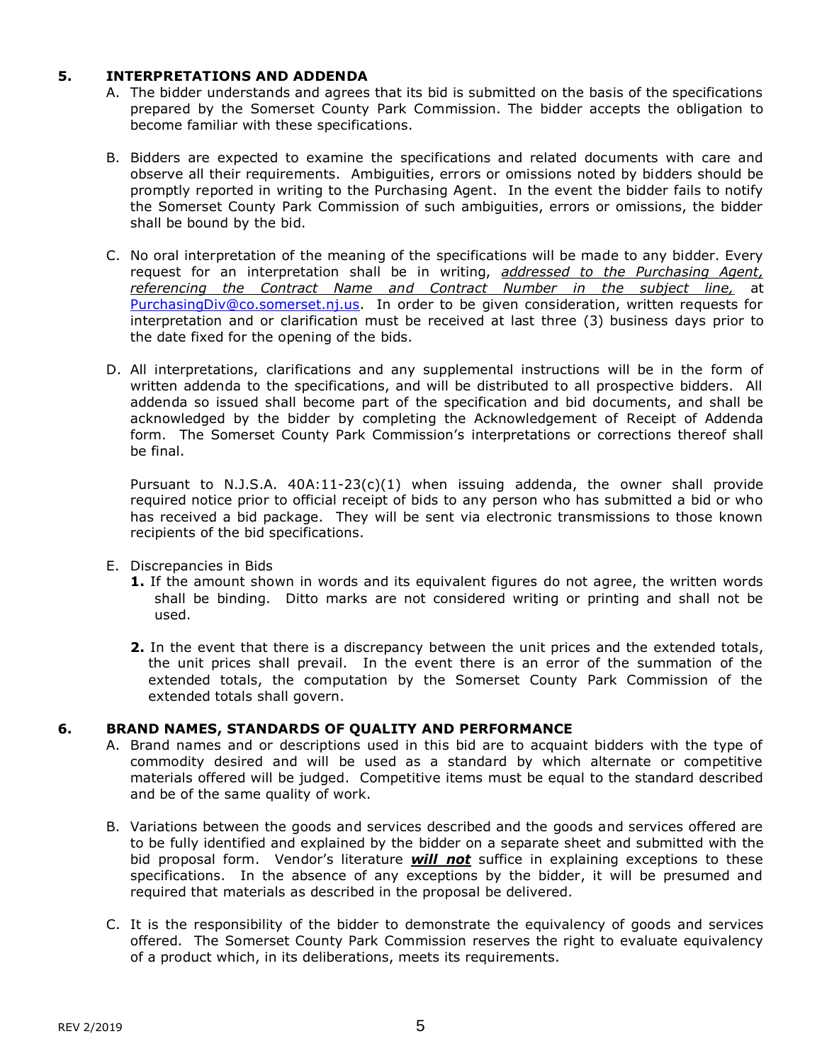## 5. INTERPRETATIONS AND ADDENDA

A. The bidder understands and agrees that its bid is submitted on the basis of the specifications prepared by the Somerset County Park Commission. The bidder accepts the obligation to become familiar with these specifications.

B. Bidders are expected to examine the specifications and related documents with care and observe all their requirements. Ambiguities, errors or omissions noted by bidders should be promptly reported in writing to the Purchasing Agent. In the event the bidder fails to notify the Somerset County Park Commission of such ambiguities, errors or omissions, the bidder shall be bound by the bid.

C. No oral interpretation of the meaning of the specifications will be made to any bidder. Every request for an interpretation shall be in writing, *addressed to the Purchasing Agent, referencing the Contract Name and Contract Number in the subject line,* at PurchasingDiv@co.somerset.nj.us. In order to be given consideration, written requests for interpretation and or clarification must be received at last three (3) business days prior to the date fixed for the opening of the bids.

D. All interpretations, clarifications and any supplemental instructions will be in the form of written addenda to the specifications, and will be distributed to all prospective bidders. All addenda so issued shall become part of the specification and bid documents, and shall be acknowledged by the bidder by completing the Acknowledgement of Receipt of Addenda form. The Somerset County Park Commission's interpretations or corrections thereof shall be final.

Pursuant to N.J.S.A. 40A:11-23(c)(1) when issuing addenda, the owner shall provide required notice prior to official receipt of bids to any person who has submitted a bid or who has received a bid package. They will be sent via electronic transmissions to those known recipients of the bid specifications.

E. Discrepancies in Bids

**1.** If the amount shown in words and its equivalent figures do not agree, the written words shall be binding. Ditto marks are not considered writing or printing and shall not be used.

**2.** In the event that there is a discrepancy between the unit prices and the extended totals, the unit prices shall prevail. In the event there is an error of the summation of the extended totals, the computation by the Somerset County Park Commission of the extended totals shall govern.

## 6. BRAND NAMES, STANDARDS OF QUALITY AND PERFORMANCE

A. Brand names and or descriptions used in this bid are to acquaint bidders with the type of commodity desired and will be used as a standard by which alternate or competitive materials offered will be judged. Competitive items must be equal to the standard described and be of the same quality of work.

B. Variations between the goods and services described and the goods and services offered are to be fully identified and explained by the bidder on a separate sheet and submitted with the bid proposal form. Vendor's literature ***will not*** suffice in explaining exceptions to these specifications. In the absence of any exceptions by the bidder, it will be presumed and required that materials as described in the proposal be delivered.

C. It is the responsibility of the bidder to demonstrate the equivalency of goods and services offered. The Somerset County Park Commission reserves the right to evaluate equivalency of a product which, in its deliberations, meets its requirements.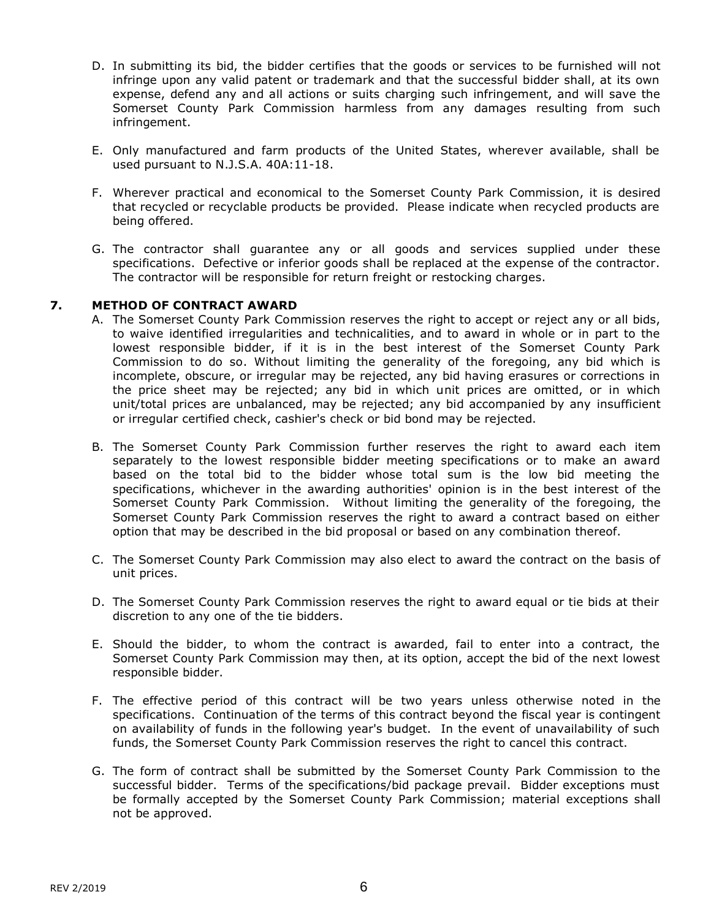D. In submitting its bid, the bidder certifies that the goods or services to be furnished will not infringe upon any valid patent or trademark and that the successful bidder shall, at its own expense, defend any and all actions or suits charging such infringement, and will save the Somerset County Park Commission harmless from any damages resulting from such infringement.

E. Only manufactured and farm products of the United States, wherever available, shall be used pursuant to N.J.S.A. 40A:11-18.

F. Wherever practical and economical to the Somerset County Park Commission, it is desired that recycled or recyclable products be provided. Please indicate when recycled products are being offered.

G. The contractor shall guarantee any or all goods and services supplied under these specifications. Defective or inferior goods shall be replaced at the expense of the contractor. The contractor will be responsible for return freight or restocking charges.

## 7. METHOD OF CONTRACT AWARD

A. The Somerset County Park Commission reserves the right to accept or reject any or all bids, to waive identified irregularities and technicalities, and to award in whole or in part to the lowest responsible bidder, if it is in the best interest of the Somerset County Park Commission to do so. Without limiting the generality of the foregoing, any bid which is incomplete, obscure, or irregular may be rejected, any bid having erasures or corrections in the price sheet may be rejected; any bid in which unit prices are omitted, or in which unit/total prices are unbalanced, may be rejected; any bid accompanied by any insufficient or irregular certified check, cashier's check or bid bond may be rejected.

B. The Somerset County Park Commission further reserves the right to award each item separately to the lowest responsible bidder meeting specifications or to make an award based on the total bid to the bidder whose total sum is the low bid meeting the specifications, whichever in the awarding authorities' opinion is in the best interest of the Somerset County Park Commission. Without limiting the generality of the foregoing, the Somerset County Park Commission reserves the right to award a contract based on either option that may be described in the bid proposal or based on any combination thereof.

C. The Somerset County Park Commission may also elect to award the contract on the basis of unit prices.

D. The Somerset County Park Commission reserves the right to award equal or tie bids at their discretion to any one of the tie bidders.

E. Should the bidder, to whom the contract is awarded, fail to enter into a contract, the Somerset County Park Commission may then, at its option, accept the bid of the next lowest responsible bidder.

F. The effective period of this contract will be two years unless otherwise noted in the specifications. Continuation of the terms of this contract beyond the fiscal year is contingent on availability of funds in the following year's budget. In the event of unavailability of such funds, the Somerset County Park Commission reserves the right to cancel this contract.

G. The form of contract shall be submitted by the Somerset County Park Commission to the successful bidder. Terms of the specifications/bid package prevail. Bidder exceptions must be formally accepted by the Somerset County Park Commission; material exceptions shall not be approved.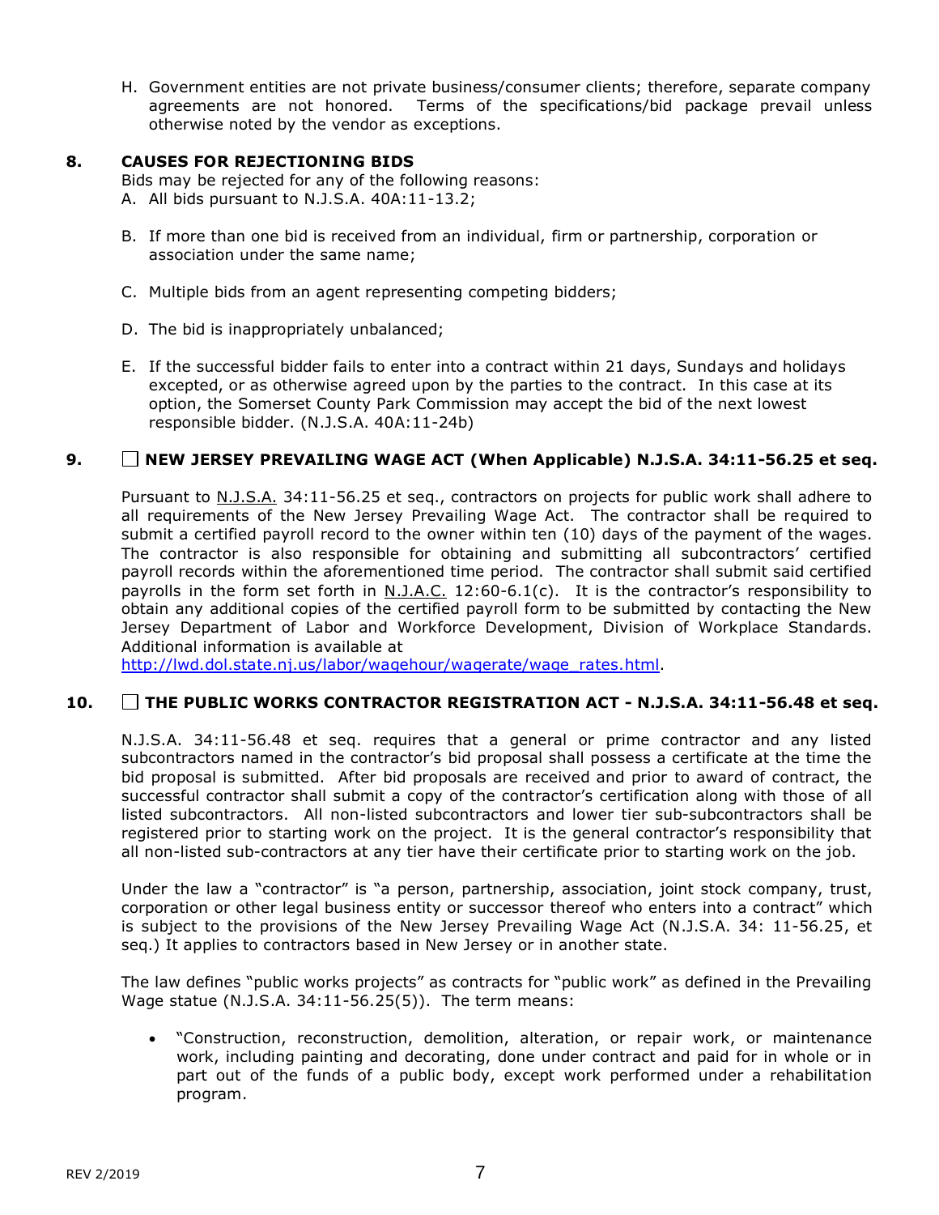H. Government entities are not private business/consumer clients; therefore, separate company agreements are not honored. Terms of the specifications/bid package prevail unless otherwise noted by the vendor as exceptions.

## 8. CAUSES FOR REJECTIONING BIDS

Bids may be rejected for any of the following reasons:

A. All bids pursuant to N.J.S.A. 40A:11-13.2;

B. If more than one bid is received from an individual, firm or partnership, corporation or association under the same name;

C. Multiple bids from an agent representing competing bidders;

D. The bid is inappropriately unbalanced;

E. If the successful bidder fails to enter into a contract within 21 days, Sundays and holidays excepted, or as otherwise agreed upon by the parties to the contract. In this case at its option, the Somerset County Park Commission may accept the bid of the next lowest responsible bidder. (N.J.S.A. 40A:11-24b)

## 9. ☐ NEW JERSEY PREVAILING WAGE ACT (When Applicable) N.J.S.A. 34:11-56.25 et seq.

Pursuant to N.J.S.A. 34:11-56.25 et seq., contractors on projects for public work shall adhere to all requirements of the New Jersey Prevailing Wage Act. The contractor shall be required to submit a certified payroll record to the owner within ten (10) days of the payment of the wages. The contractor is also responsible for obtaining and submitting all subcontractors' certified payroll records within the aforementioned time period. The contractor shall submit said certified payrolls in the form set forth in N.J.A.C. 12:60-6.1(c). It is the contractor's responsibility to obtain any additional copies of the certified payroll form to be submitted by contacting the New Jersey Department of Labor and Workforce Development, Division of Workplace Standards. Additional information is available at http://lwd.dol.state.nj.us/labor/wagehour/wagerate/wage_rates.html.

## 10. ☐ THE PUBLIC WORKS CONTRACTOR REGISTRATION ACT - N.J.S.A. 34:11-56.48 et seq.

N.J.S.A. 34:11-56.48 et seq. requires that a general or prime contractor and any listed subcontractors named in the contractor's bid proposal shall possess a certificate at the time the bid proposal is submitted. After bid proposals are received and prior to award of contract, the successful contractor shall submit a copy of the contractor's certification along with those of all listed subcontractors. All non-listed subcontractors and lower tier sub-subcontractors shall be registered prior to starting work on the project. It is the general contractor's responsibility that all non-listed sub-contractors at any tier have their certificate prior to starting work on the job.

Under the law a "contractor" is "a person, partnership, association, joint stock company, trust, corporation or other legal business entity or successor thereof who enters into a contract" which is subject to the provisions of the New Jersey Prevailing Wage Act (N.J.S.A. 34: 11-56.25, et seq.) It applies to contractors based in New Jersey or in another state.

The law defines "public works projects" as contracts for "public work" as defined in the Prevailing Wage statue (N.J.S.A. 34:11-56.25(5)). The term means:

- "Construction, reconstruction, demolition, alteration, or repair work, or maintenance work, including painting and decorating, done under contract and paid for in whole or in part out of the funds of a public body, except work performed under a rehabilitation program.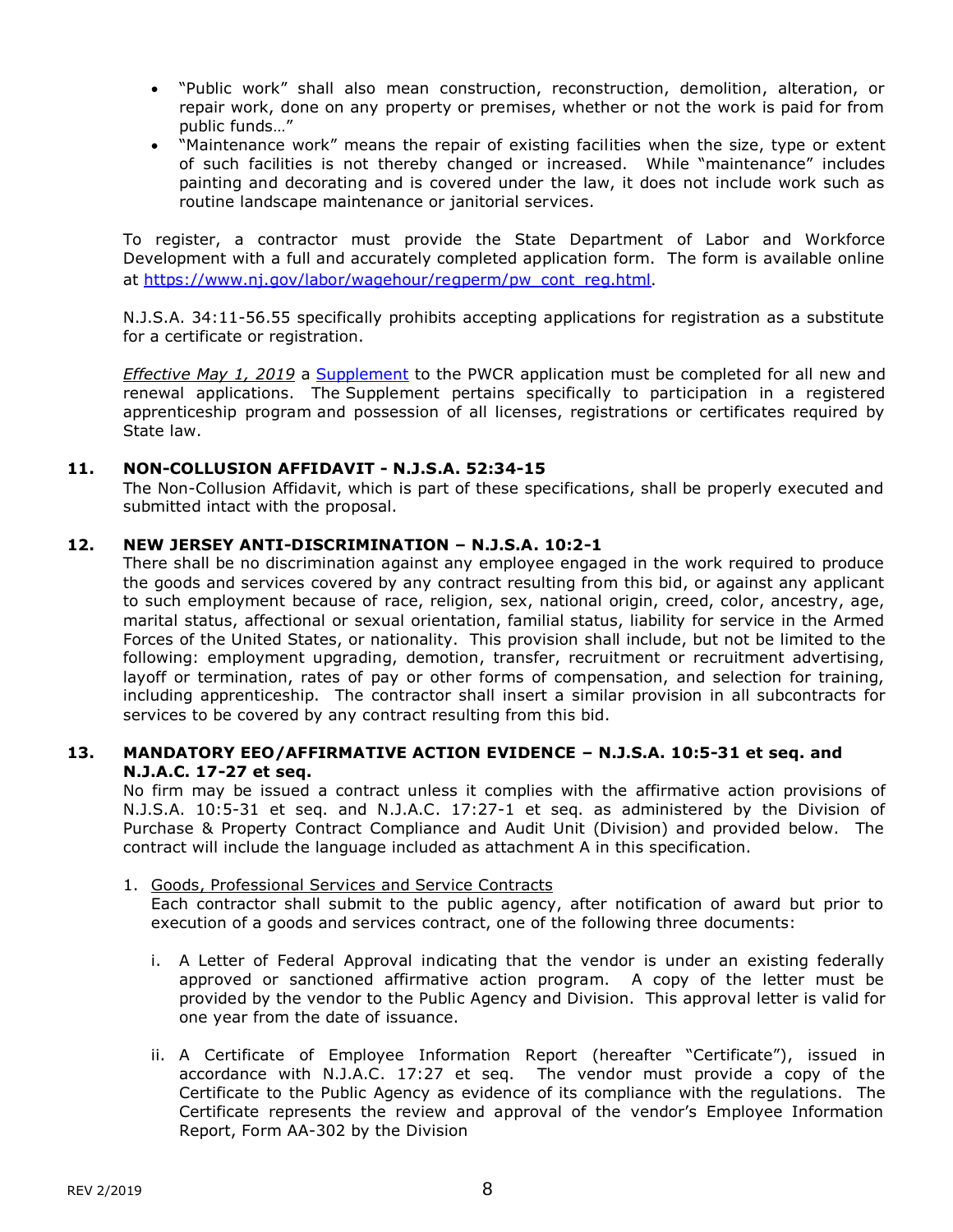- "Public work" shall also mean construction, reconstruction, demolition, alteration, or repair work, done on any property or premises, whether or not the work is paid for from public funds…"
- "Maintenance work" means the repair of existing facilities when the size, type or extent of such facilities is not thereby changed or increased. While "maintenance" includes painting and decorating and is covered under the law, it does not include work such as routine landscape maintenance or janitorial services.

To register, a contractor must provide the State Department of Labor and Workforce Development with a full and accurately completed application form. The form is available online at https://www.nj.gov/labor/wagehour/regperm/pw_cont_reg.html.

N.J.S.A. 34:11-56.55 specifically prohibits accepting applications for registration as a substitute for a certificate or registration.

*Effective May 1, 2019* a Supplement to the PWCR application must be completed for all new and renewal applications. The Supplement pertains specifically to participation in a registered apprenticeship program and possession of all licenses, registrations or certificates required by State law.

**11. NON-COLLUSION AFFIDAVIT - N.J.S.A. 52:34-15**

The Non-Collusion Affidavit, which is part of these specifications, shall be properly executed and submitted intact with the proposal.

**12. NEW JERSEY ANTI-DISCRIMINATION – N.J.S.A. 10:2-1**

There shall be no discrimination against any employee engaged in the work required to produce the goods and services covered by any contract resulting from this bid, or against any applicant to such employment because of race, religion, sex, national origin, creed, color, ancestry, age, marital status, affectional or sexual orientation, familial status, liability for service in the Armed Forces of the United States, or nationality. This provision shall include, but not be limited to the following: employment upgrading, demotion, transfer, recruitment or recruitment advertising, layoff or termination, rates of pay or other forms of compensation, and selection for training, including apprenticeship. The contractor shall insert a similar provision in all subcontracts for services to be covered by any contract resulting from this bid.

**13. MANDATORY EEO/AFFIRMATIVE ACTION EVIDENCE – N.J.S.A. 10:5-31 et seq. and N.J.A.C. 17-27 et seq.**

No firm may be issued a contract unless it complies with the affirmative action provisions of N.J.S.A. 10:5-31 et seq. and N.J.A.C. 17:27-1 et seq. as administered by the Division of Purchase & Property Contract Compliance and Audit Unit (Division) and provided below. The contract will include the language included as attachment A in this specification.

1. Goods, Professional Services and Service Contracts

   Each contractor shall submit to the public agency, after notification of award but prior to execution of a goods and services contract, one of the following three documents:

   i. A Letter of Federal Approval indicating that the vendor is under an existing federally approved or sanctioned affirmative action program. A copy of the letter must be provided by the vendor to the Public Agency and Division. This approval letter is valid for one year from the date of issuance.

   ii. A Certificate of Employee Information Report (hereafter "Certificate"), issued in accordance with N.J.A.C. 17:27 et seq. The vendor must provide a copy of the Certificate to the Public Agency as evidence of its compliance with the regulations. The Certificate represents the review and approval of the vendor's Employee Information Report, Form AA-302 by the Division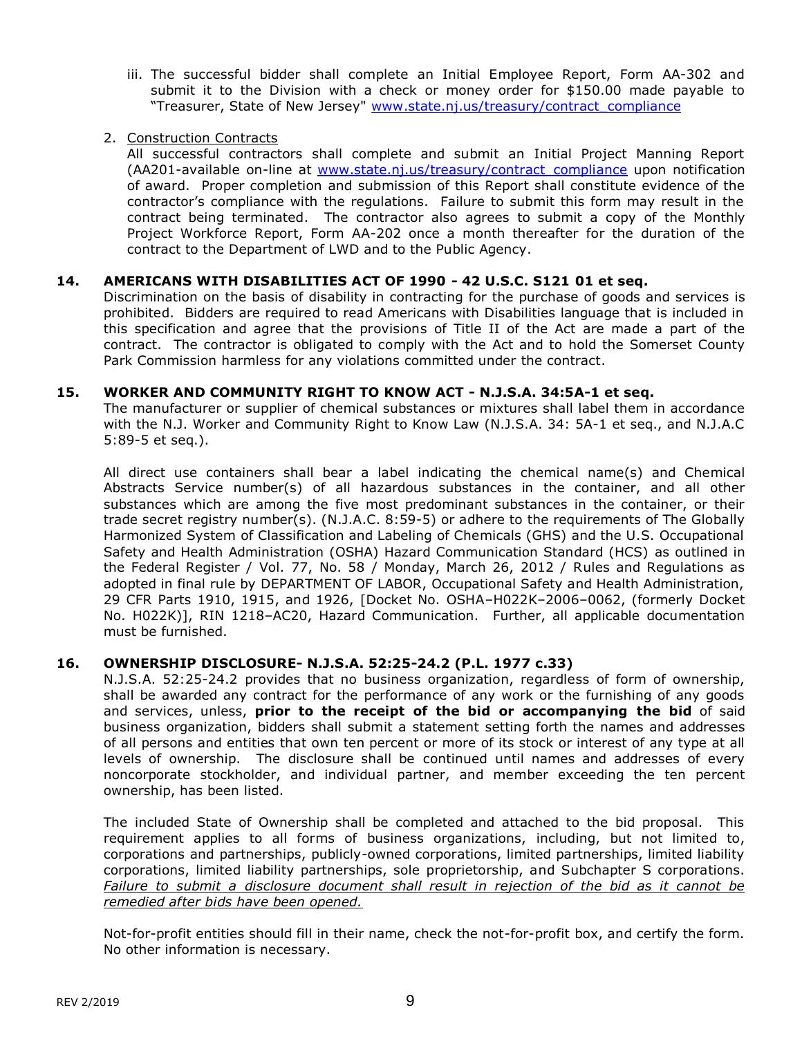iii. The successful bidder shall complete an Initial Employee Report, Form AA-302 and submit it to the Division with a check or money order for $150.00 made payable to "Treasurer, State of New Jersey" www.state.nj.us/treasury/contract_compliance

2. Construction Contracts

   All successful contractors shall complete and submit an Initial Project Manning Report (AA201-available on-line at www.state.nj.us/treasury/contract_compliance upon notification of award. Proper completion and submission of this Report shall constitute evidence of the contractor's compliance with the regulations. Failure to submit this form may result in the contract being terminated. The contractor also agrees to submit a copy of the Monthly Project Workforce Report, Form AA-202 once a month thereafter for the duration of the contract to the Department of LWD and to the Public Agency.

**14. AMERICANS WITH DISABILITIES ACT OF 1990 - 42 U.S.C. S121 01 et seq.**

Discrimination on the basis of disability in contracting for the purchase of goods and services is prohibited. Bidders are required to read Americans with Disabilities language that is included in this specification and agree that the provisions of Title II of the Act are made a part of the contract. The contractor is obligated to comply with the Act and to hold the Somerset County Park Commission harmless for any violations committed under the contract.

**15. WORKER AND COMMUNITY RIGHT TO KNOW ACT - N.J.S.A. 34:5A-1 et seq.**

The manufacturer or supplier of chemical substances or mixtures shall label them in accordance with the N.J. Worker and Community Right to Know Law (N.J.S.A. 34: 5A-1 et seq., and N.J.A.C 5:89-5 et seq.).

All direct use containers shall bear a label indicating the chemical name(s) and Chemical Abstracts Service number(s) of all hazardous substances in the container, and all other substances which are among the five most predominant substances in the container, or their trade secret registry number(s). (N.J.A.C. 8:59-5) or adhere to the requirements of The Globally Harmonized System of Classification and Labeling of Chemicals (GHS) and the U.S. Occupational Safety and Health Administration (OSHA) Hazard Communication Standard (HCS) as outlined in the Federal Register / Vol. 77, No. 58 / Monday, March 26, 2012 / Rules and Regulations as adopted in final rule by DEPARTMENT OF LABOR, Occupational Safety and Health Administration, 29 CFR Parts 1910, 1915, and 1926, [Docket No. OSHA–H022K–2006–0062, (formerly Docket No. H022K)], RIN 1218–AC20, Hazard Communication. Further, all applicable documentation must be furnished.

**16. OWNERSHIP DISCLOSURE- N.J.S.A. 52:25-24.2 (P.L. 1977 c.33)**

N.J.S.A. 52:25-24.2 provides that no business organization, regardless of form of ownership, shall be awarded any contract for the performance of any work or the furnishing of any goods and services, unless, **prior to the receipt of the bid or accompanying the bid** of said business organization, bidders shall submit a statement setting forth the names and addresses of all persons and entities that own ten percent or more of its stock or interest of any type at all levels of ownership. The disclosure shall be continued until names and addresses of every noncorporate stockholder, and individual partner, and member exceeding the ten percent ownership, has been listed.

The included State of Ownership shall be completed and attached to the bid proposal. This requirement applies to all forms of business organizations, including, but not limited to, corporations and partnerships, publicly-owned corporations, limited partnerships, limited liability corporations, limited liability partnerships, sole proprietorship, and Subchapter S corporations. *Failure to submit a disclosure document shall result in rejection of the bid as it cannot be remedied after bids have been opened.*

Not-for-profit entities should fill in their name, check the not-for-profit box, and certify the form. No other information is necessary.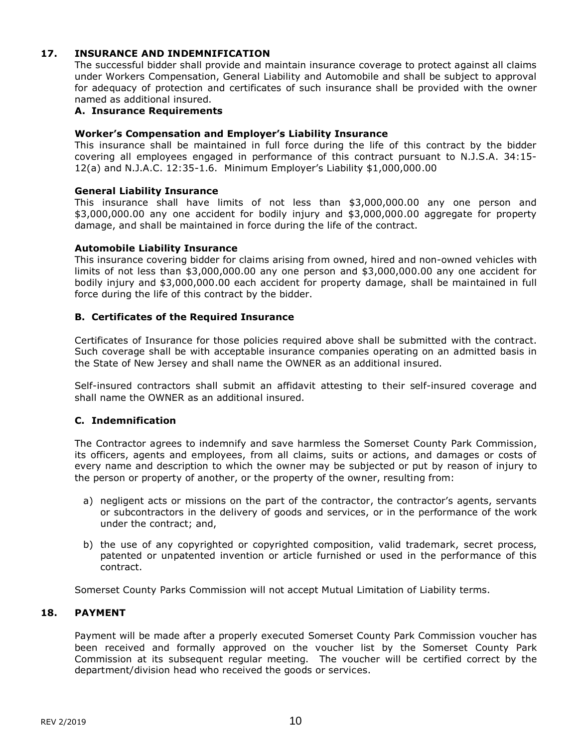## 17. INSURANCE AND INDEMNIFICATION

The successful bidder shall provide and maintain insurance coverage to protect against all claims under Workers Compensation, General Liability and Automobile and shall be subject to approval for adequacy of protection and certificates of such insurance shall be provided with the owner named as additional insured.

### A. Insurance Requirements

**Worker's Compensation and Employer's Liability Insurance**

This insurance shall be maintained in full force during the life of this contract by the bidder covering all employees engaged in performance of this contract pursuant to N.J.S.A. 34:15-12(a) and N.J.A.C. 12:35-1.6. Minimum Employer's Liability $1,000,000.00

**General Liability Insurance**

This insurance shall have limits of not less than $3,000,000.00 any one person and $3,000,000.00 any one accident for bodily injury and $3,000,000.00 aggregate for property damage, and shall be maintained in force during the life of the contract.

**Automobile Liability Insurance**

This insurance covering bidder for claims arising from owned, hired and non-owned vehicles with limits of not less than $3,000,000.00 any one person and $3,000,000.00 any one accident for bodily injury and $3,000,000.00 each accident for property damage, shall be maintained in full force during the life of this contract by the bidder.

### B. Certificates of the Required Insurance

Certificates of Insurance for those policies required above shall be submitted with the contract. Such coverage shall be with acceptable insurance companies operating on an admitted basis in the State of New Jersey and shall name the OWNER as an additional insured.

Self-insured contractors shall submit an affidavit attesting to their self-insured coverage and shall name the OWNER as an additional insured.

### C. Indemnification

The Contractor agrees to indemnify and save harmless the Somerset County Park Commission, its officers, agents and employees, from all claims, suits or actions, and damages or costs of every name and description to which the owner may be subjected or put by reason of injury to the person or property of another, or the property of the owner, resulting from:

a) negligent acts or missions on the part of the contractor, the contractor's agents, servants or subcontractors in the delivery of goods and services, or in the performance of the work under the contract; and,

b) the use of any copyrighted or copyrighted composition, valid trademark, secret process, patented or unpatented invention or article furnished or used in the performance of this contract.

Somerset County Parks Commission will not accept Mutual Limitation of Liability terms.

## 18. PAYMENT

Payment will be made after a properly executed Somerset County Park Commission voucher has been received and formally approved on the voucher list by the Somerset County Park Commission at its subsequent regular meeting. The voucher will be certified correct by the department/division head who received the goods or services.

REV 2/2019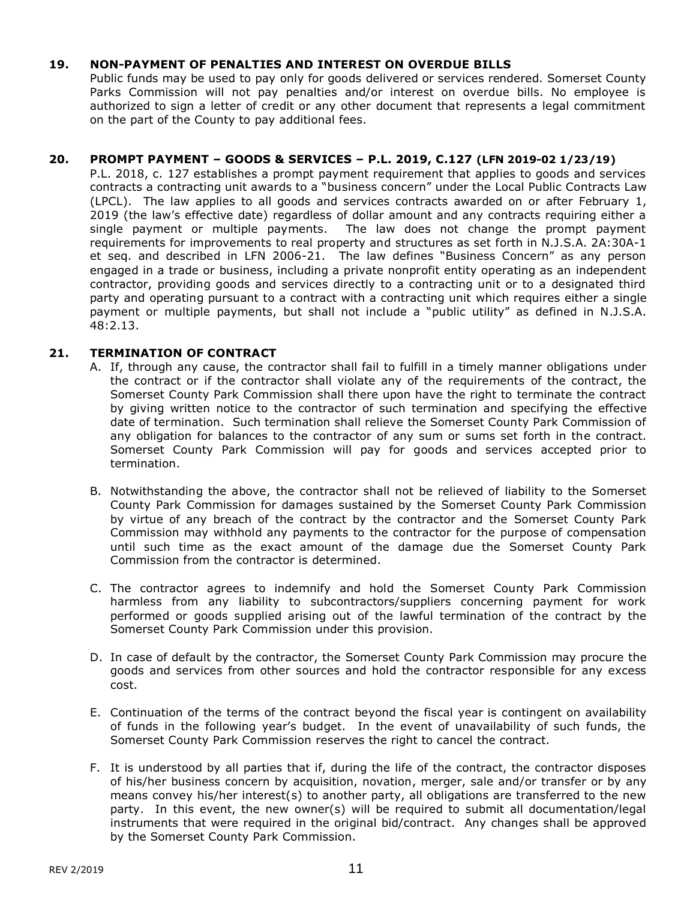## 19. NON-PAYMENT OF PENALTIES AND INTEREST ON OVERDUE BILLS

Public funds may be used to pay only for goods delivered or services rendered. Somerset County Parks Commission will not pay penalties and/or interest on overdue bills. No employee is authorized to sign a letter of credit or any other document that represents a legal commitment on the part of the County to pay additional fees.

## 20. PROMPT PAYMENT – GOODS & SERVICES – P.L. 2019, C.127 (LFN 2019-02 1/23/19)

P.L. 2018, c. 127 establishes a prompt payment requirement that applies to goods and services contracts a contracting unit awards to a "business concern" under the Local Public Contracts Law (LPCL). The law applies to all goods and services contracts awarded on or after February 1, 2019 (the law's effective date) regardless of dollar amount and any contracts requiring either a single payment or multiple payments. The law does not change the prompt payment requirements for improvements to real property and structures as set forth in N.J.S.A. 2A:30A-1 et seq. and described in LFN 2006-21. The law defines "Business Concern" as any person engaged in a trade or business, including a private nonprofit entity operating as an independent contractor, providing goods and services directly to a contracting unit or to a designated third party and operating pursuant to a contract with a contracting unit which requires either a single payment or multiple payments, but shall not include a "public utility" as defined in N.J.S.A. 48:2.13.

## 21. TERMINATION OF CONTRACT

A. If, through any cause, the contractor shall fail to fulfill in a timely manner obligations under the contract or if the contractor shall violate any of the requirements of the contract, the Somerset County Park Commission shall there upon have the right to terminate the contract by giving written notice to the contractor of such termination and specifying the effective date of termination. Such termination shall relieve the Somerset County Park Commission of any obligation for balances to the contractor of any sum or sums set forth in the contract. Somerset County Park Commission will pay for goods and services accepted prior to termination.

B. Notwithstanding the above, the contractor shall not be relieved of liability to the Somerset County Park Commission for damages sustained by the Somerset County Park Commission by virtue of any breach of the contract by the contractor and the Somerset County Park Commission may withhold any payments to the contractor for the purpose of compensation until such time as the exact amount of the damage due the Somerset County Park Commission from the contractor is determined.

C. The contractor agrees to indemnify and hold the Somerset County Park Commission harmless from any liability to subcontractors/suppliers concerning payment for work performed or goods supplied arising out of the lawful termination of the contract by the Somerset County Park Commission under this provision.

D. In case of default by the contractor, the Somerset County Park Commission may procure the goods and services from other sources and hold the contractor responsible for any excess cost.

E. Continuation of the terms of the contract beyond the fiscal year is contingent on availability of funds in the following year's budget. In the event of unavailability of such funds, the Somerset County Park Commission reserves the right to cancel the contract.

F. It is understood by all parties that if, during the life of the contract, the contractor disposes of his/her business concern by acquisition, novation, merger, sale and/or transfer or by any means convey his/her interest(s) to another party, all obligations are transferred to the new party. In this event, the new owner(s) will be required to submit all documentation/legal instruments that were required in the original bid/contract. Any changes shall be approved by the Somerset County Park Commission.

REV 2/2019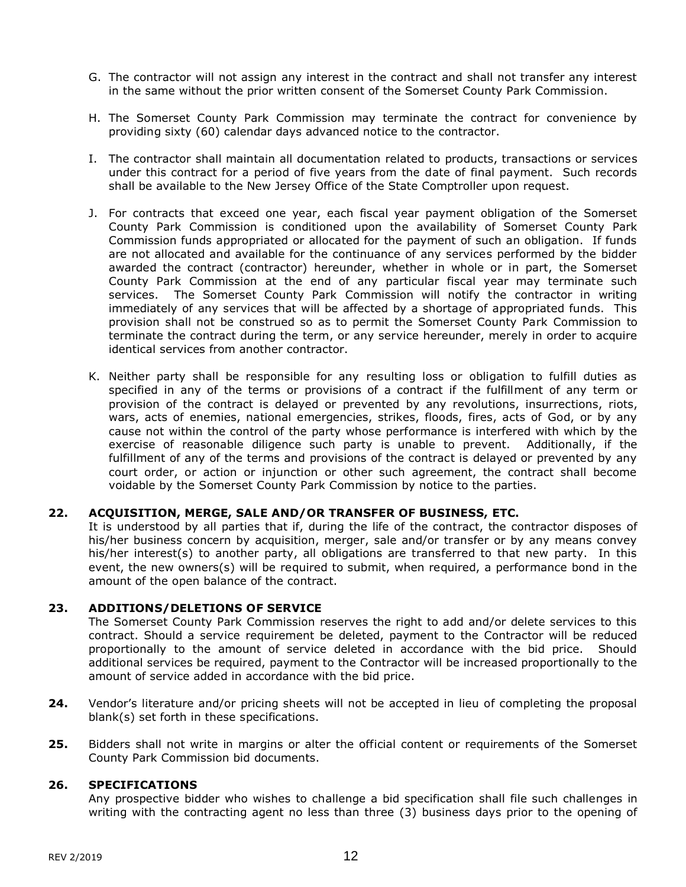G. The contractor will not assign any interest in the contract and shall not transfer any interest in the same without the prior written consent of the Somerset County Park Commission.

H. The Somerset County Park Commission may terminate the contract for convenience by providing sixty (60) calendar days advanced notice to the contractor.

I. The contractor shall maintain all documentation related to products, transactions or services under this contract for a period of five years from the date of final payment. Such records shall be available to the New Jersey Office of the State Comptroller upon request.

J. For contracts that exceed one year, each fiscal year payment obligation of the Somerset County Park Commission is conditioned upon the availability of Somerset County Park Commission funds appropriated or allocated for the payment of such an obligation. If funds are not allocated and available for the continuance of any services performed by the bidder awarded the contract (contractor) hereunder, whether in whole or in part, the Somerset County Park Commission at the end of any particular fiscal year may terminate such services. The Somerset County Park Commission will notify the contractor in writing immediately of any services that will be affected by a shortage of appropriated funds. This provision shall not be construed so as to permit the Somerset County Park Commission to terminate the contract during the term, or any service hereunder, merely in order to acquire identical services from another contractor.

K. Neither party shall be responsible for any resulting loss or obligation to fulfill duties as specified in any of the terms or provisions of a contract if the fulfillment of any term or provision of the contract is delayed or prevented by any revolutions, insurrections, riots, wars, acts of enemies, national emergencies, strikes, floods, fires, acts of God, or by any cause not within the control of the party whose performance is interfered with which by the exercise of reasonable diligence such party is unable to prevent. Additionally, if the fulfillment of any of the terms and provisions of the contract is delayed or prevented by any court order, or action or injunction or other such agreement, the contract shall become voidable by the Somerset County Park Commission by notice to the parties.

**22. ACQUISITION, MERGE, SALE AND/OR TRANSFER OF BUSINESS, ETC.**

It is understood by all parties that if, during the life of the contract, the contractor disposes of his/her business concern by acquisition, merger, sale and/or transfer or by any means convey his/her interest(s) to another party, all obligations are transferred to that new party. In this event, the new owners(s) will be required to submit, when required, a performance bond in the amount of the open balance of the contract.

**23. ADDITIONS/DELETIONS OF SERVICE**

The Somerset County Park Commission reserves the right to add and/or delete services to this contract. Should a service requirement be deleted, payment to the Contractor will be reduced proportionally to the amount of service deleted in accordance with the bid price. Should additional services be required, payment to the Contractor will be increased proportionally to the amount of service added in accordance with the bid price.

**24.** Vendor's literature and/or pricing sheets will not be accepted in lieu of completing the proposal blank(s) set forth in these specifications.

**25.** Bidders shall not write in margins or alter the official content or requirements of the Somerset County Park Commission bid documents.

**26. SPECIFICATIONS**

Any prospective bidder who wishes to challenge a bid specification shall file such challenges in writing with the contracting agent no less than three (3) business days prior to the opening of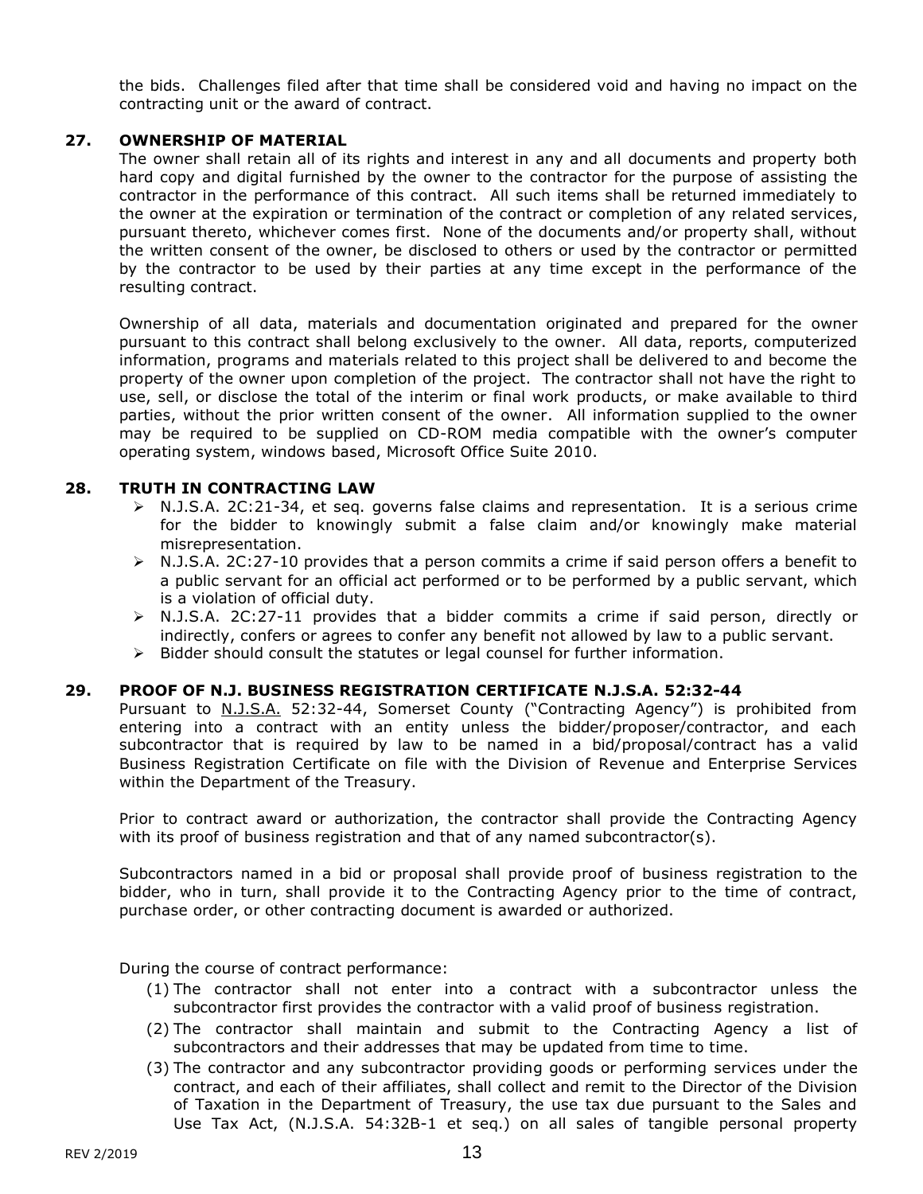the bids. Challenges filed after that time shall be considered void and having no impact on the contracting unit or the award of contract.

**27. OWNERSHIP OF MATERIAL**

The owner shall retain all of its rights and interest in any and all documents and property both hard copy and digital furnished by the owner to the contractor for the purpose of assisting the contractor in the performance of this contract. All such items shall be returned immediately to the owner at the expiration or termination of the contract or completion of any related services, pursuant thereto, whichever comes first. None of the documents and/or property shall, without the written consent of the owner, be disclosed to others or used by the contractor or permitted by the contractor to be used by their parties at any time except in the performance of the resulting contract.

Ownership of all data, materials and documentation originated and prepared for the owner pursuant to this contract shall belong exclusively to the owner. All data, reports, computerized information, programs and materials related to this project shall be delivered to and become the property of the owner upon completion of the project. The contractor shall not have the right to use, sell, or disclose the total of the interim or final work products, or make available to third parties, without the prior written consent of the owner. All information supplied to the owner may be required to be supplied on CD-ROM media compatible with the owner's computer operating system, windows based, Microsoft Office Suite 2010.

**28. TRUTH IN CONTRACTING LAW**

- N.J.S.A. 2C:21-34, et seq. governs false claims and representation. It is a serious crime for the bidder to knowingly submit a false claim and/or knowingly make material misrepresentation.
- N.J.S.A. 2C:27-10 provides that a person commits a crime if said person offers a benefit to a public servant for an official act performed or to be performed by a public servant, which is a violation of official duty.
- N.J.S.A. 2C:27-11 provides that a bidder commits a crime if said person, directly or indirectly, confers or agrees to confer any benefit not allowed by law to a public servant.
- Bidder should consult the statutes or legal counsel for further information.

**29. PROOF OF N.J. BUSINESS REGISTRATION CERTIFICATE N.J.S.A. 52:32-44**

Pursuant to N.J.S.A. 52:32-44, Somerset County ("Contracting Agency") is prohibited from entering into a contract with an entity unless the bidder/proposer/contractor, and each subcontractor that is required by law to be named in a bid/proposal/contract has a valid Business Registration Certificate on file with the Division of Revenue and Enterprise Services within the Department of the Treasury.

Prior to contract award or authorization, the contractor shall provide the Contracting Agency with its proof of business registration and that of any named subcontractor(s).

Subcontractors named in a bid or proposal shall provide proof of business registration to the bidder, who in turn, shall provide it to the Contracting Agency prior to the time of contract, purchase order, or other contracting document is awarded or authorized.

During the course of contract performance:

(1) The contractor shall not enter into a contract with a subcontractor unless the subcontractor first provides the contractor with a valid proof of business registration.

(2) The contractor shall maintain and submit to the Contracting Agency a list of subcontractors and their addresses that may be updated from time to time.

(3) The contractor and any subcontractor providing goods or performing services under the contract, and each of their affiliates, shall collect and remit to the Director of the Division of Taxation in the Department of Treasury, the use tax due pursuant to the Sales and Use Tax Act, (N.J.S.A. 54:32B-1 et seq.) on all sales of tangible personal property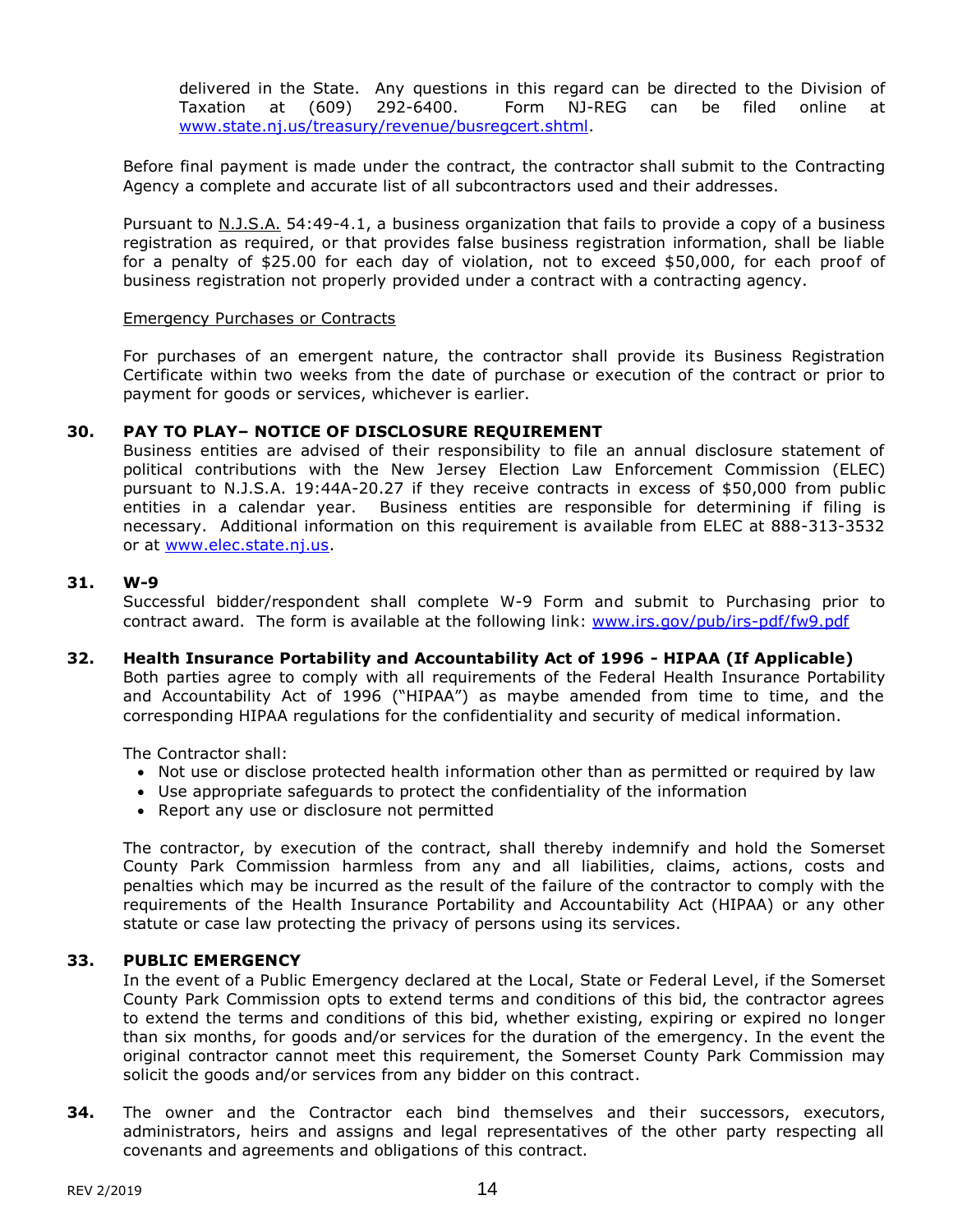delivered in the State. Any questions in this regard can be directed to the Division of Taxation at (609) 292-6400. Form NJ-REG can be filed online at www.state.nj.us/treasury/revenue/busregcert.shtml.

Before final payment is made under the contract, the contractor shall submit to the Contracting Agency a complete and accurate list of all subcontractors used and their addresses.

Pursuant to N.J.S.A. 54:49-4.1, a business organization that fails to provide a copy of a business registration as required, or that provides false business registration information, shall be liable for a penalty of $25.00 for each day of violation, not to exceed $50,000, for each proof of business registration not properly provided under a contract with a contracting agency.

Emergency Purchases or Contracts

For purchases of an emergent nature, the contractor shall provide its Business Registration Certificate within two weeks from the date of purchase or execution of the contract or prior to payment for goods or services, whichever is earlier.

**30. PAY TO PLAY– NOTICE OF DISCLOSURE REQUIREMENT**

Business entities are advised of their responsibility to file an annual disclosure statement of political contributions with the New Jersey Election Law Enforcement Commission (ELEC) pursuant to N.J.S.A. 19:44A-20.27 if they receive contracts in excess of $50,000 from public entities in a calendar year. Business entities are responsible for determining if filing is necessary. Additional information on this requirement is available from ELEC at 888-313-3532 or at www.elec.state.nj.us.

**31. W-9**

Successful bidder/respondent shall complete W-9 Form and submit to Purchasing prior to contract award. The form is available at the following link: www.irs.gov/pub/irs-pdf/fw9.pdf

**32. Health Insurance Portability and Accountability Act of 1996 - HIPAA (If Applicable)**

Both parties agree to comply with all requirements of the Federal Health Insurance Portability and Accountability Act of 1996 ("HIPAA") as maybe amended from time to time, and the corresponding HIPAA regulations for the confidentiality and security of medical information.

The Contractor shall:

- Not use or disclose protected health information other than as permitted or required by law
- Use appropriate safeguards to protect the confidentiality of the information
- Report any use or disclosure not permitted

The contractor, by execution of the contract, shall thereby indemnify and hold the Somerset County Park Commission harmless from any and all liabilities, claims, actions, costs and penalties which may be incurred as the result of the failure of the contractor to comply with the requirements of the Health Insurance Portability and Accountability Act (HIPAA) or any other statute or case law protecting the privacy of persons using its services.

**33. PUBLIC EMERGENCY**

In the event of a Public Emergency declared at the Local, State or Federal Level, if the Somerset County Park Commission opts to extend terms and conditions of this bid, the contractor agrees to extend the terms and conditions of this bid, whether existing, expiring or expired no longer than six months, for goods and/or services for the duration of the emergency. In the event the original contractor cannot meet this requirement, the Somerset County Park Commission may solicit the goods and/or services from any bidder on this contract.

**34.** The owner and the Contractor each bind themselves and their successors, executors, administrators, heirs and assigns and legal representatives of the other party respecting all covenants and agreements and obligations of this contract.

REV 2/2019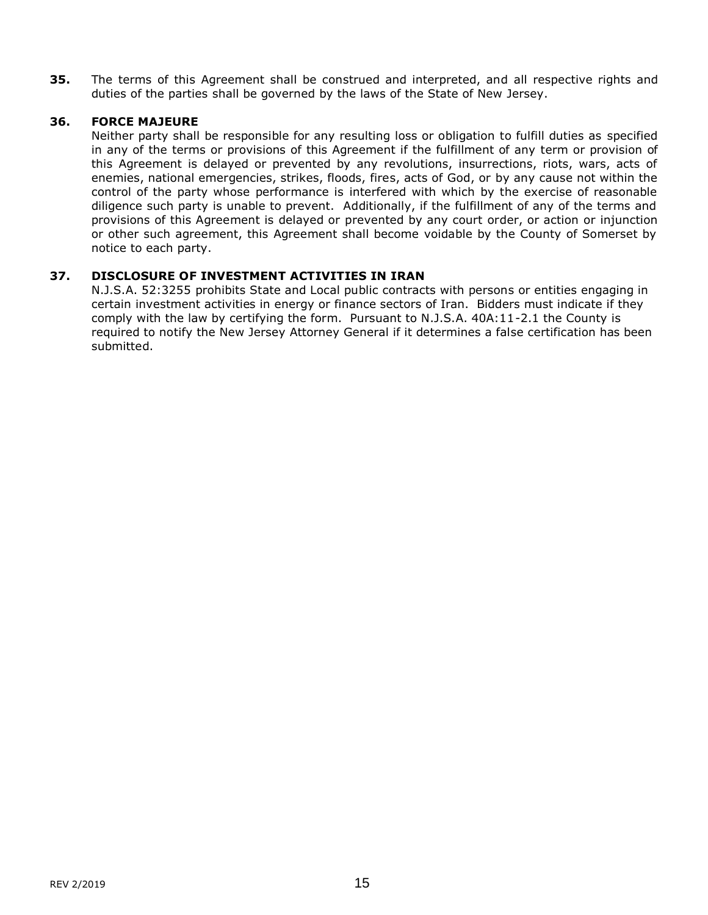**35.** The terms of this Agreement shall be construed and interpreted, and all respective rights and duties of the parties shall be governed by the laws of the State of New Jersey.

**36. FORCE MAJEURE**

Neither party shall be responsible for any resulting loss or obligation to fulfill duties as specified in any of the terms or provisions of this Agreement if the fulfillment of any term or provision of this Agreement is delayed or prevented by any revolutions, insurrections, riots, wars, acts of enemies, national emergencies, strikes, floods, fires, acts of God, or by any cause not within the control of the party whose performance is interfered with which by the exercise of reasonable diligence such party is unable to prevent. Additionally, if the fulfillment of any of the terms and provisions of this Agreement is delayed or prevented by any court order, or action or injunction or other such agreement, this Agreement shall become voidable by the County of Somerset by notice to each party.

**37. DISCLOSURE OF INVESTMENT ACTIVITIES IN IRAN**

N.J.S.A. 52:3255 prohibits State and Local public contracts with persons or entities engaging in certain investment activities in energy or finance sectors of Iran. Bidders must indicate if they comply with the law by certifying the form. Pursuant to N.J.S.A. 40A:11-2.1 the County is required to notify the New Jersey Attorney General if it determines a false certification has been submitted.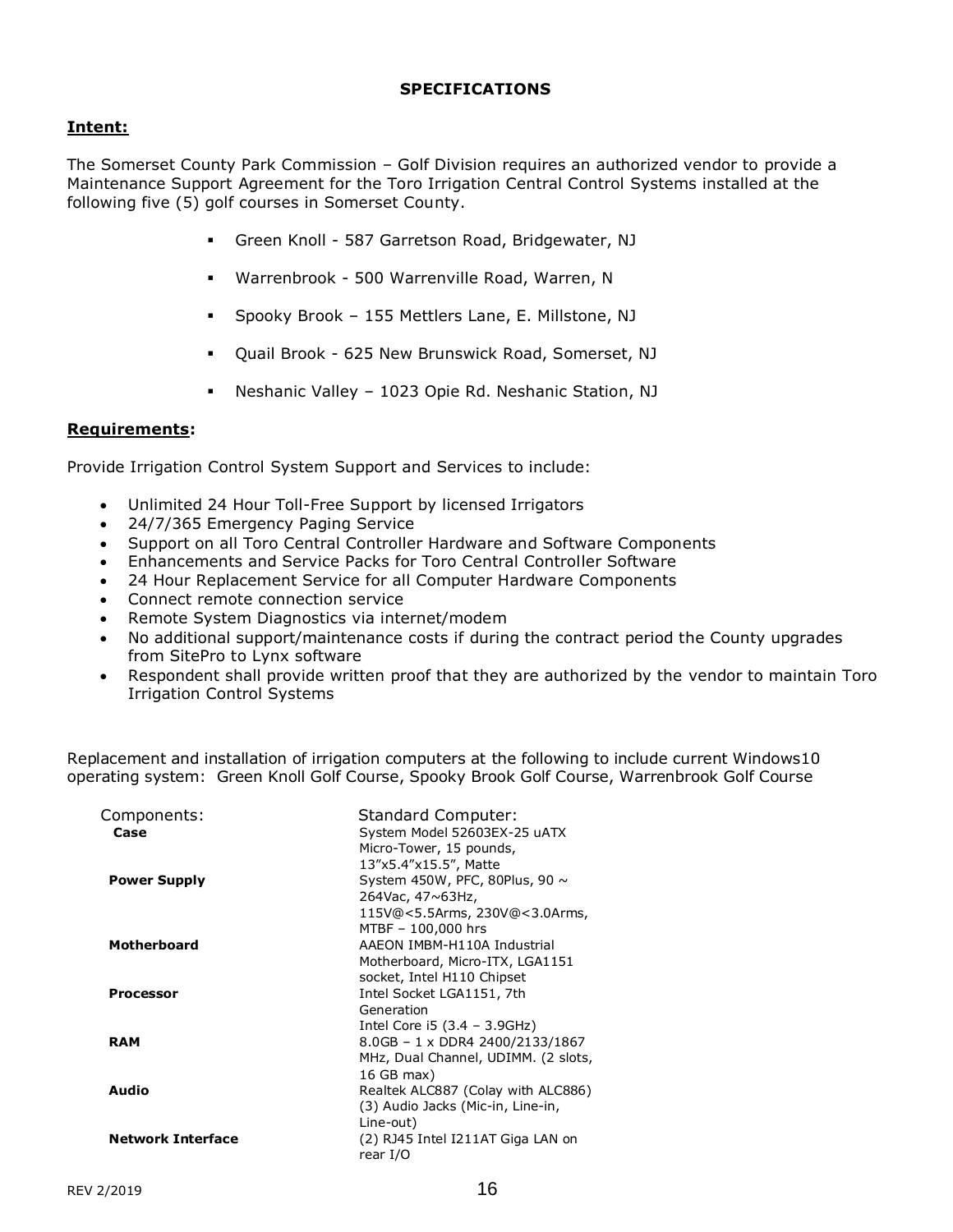# SPECIFICATIONS

**Intent:**

The Somerset County Park Commission – Golf Division requires an authorized vendor to provide a Maintenance Support Agreement for the Toro Irrigation Central Control Systems installed at the following five (5) golf courses in Somerset County.

- Green Knoll - 587 Garretson Road, Bridgewater, NJ
- Warrenbrook - 500 Warrenville Road, Warren, N
- Spooky Brook – 155 Mettlers Lane, E. Millstone, NJ
- Quail Brook - 625 New Brunswick Road, Somerset, NJ
- Neshanic Valley – 1023 Opie Rd. Neshanic Station, NJ

**Requirements:**

Provide Irrigation Control System Support and Services to include:

- Unlimited 24 Hour Toll-Free Support by licensed Irrigators
- 24/7/365 Emergency Paging Service
- Support on all Toro Central Controller Hardware and Software Components
- Enhancements and Service Packs for Toro Central Controller Software
- 24 Hour Replacement Service for all Computer Hardware Components
- Connect remote connection service
- Remote System Diagnostics via internet/modem
- No additional support/maintenance costs if during the contract period the County upgrades from SitePro to Lynx software
- Respondent shall provide written proof that they are authorized by the vendor to maintain Toro Irrigation Control Systems

Replacement and installation of irrigation computers at the following to include current Windows10 operating system: Green Knoll Golf Course, Spooky Brook Golf Course, Warrenbrook Golf Course

| Components: | Standard Computer: |
|---|---|
| **Case** | System Model 52603EX-25 uATX Micro-Tower, 15 pounds, 13"x5.4"x15.5", Matte |
| **Power Supply** | System 450W, PFC, 80Plus, 90 ~ 264Vac, 47~63Hz, 115V@<5.5Arms, 230V@<3.0Arms, MTBF – 100,000 hrs |
| **Motherboard** | AAEON IMBM-H110A Industrial Motherboard, Micro-ITX, LGA1151 socket, Intel H110 Chipset |
| **Processor** | Intel Socket LGA1151, 7th Generation Intel Core i5 (3.4 – 3.9GHz) |
| **RAM** | 8.0GB – 1 x DDR4 2400/2133/1867 MHz, Dual Channel, UDIMM. (2 slots, 16 GB max) |
| **Audio** | Realtek ALC887 (Colay with ALC886) (3) Audio Jacks (Mic-in, Line-in, Line-out) |
| **Network Interface** | (2) RJ45 Intel I211AT Giga LAN on rear I/O |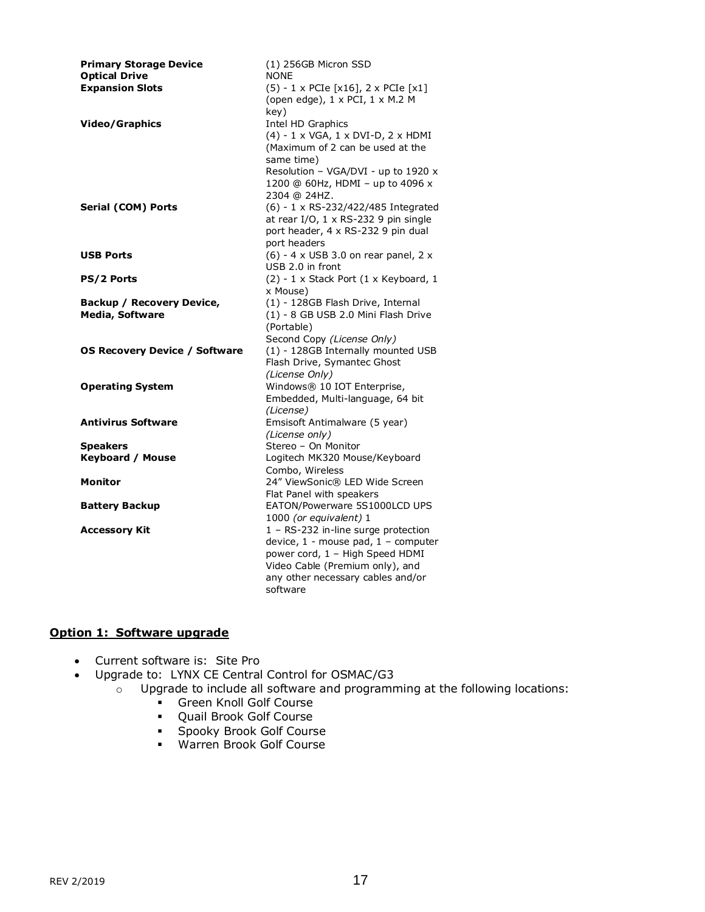| | |
|---|---|
| **Primary Storage Device** | (1) 256GB Micron SSD |
| **Optical Drive** | NONE |
| **Expansion Slots** | (5) - 1 x PCIe [x16], 2 x PCIe [x1] (open edge), 1 x PCI, 1 x M.2 M key) |
| **Video/Graphics** | Intel HD Graphics<br>(4) - 1 x VGA, 1 x DVI-D, 2 x HDMI (Maximum of 2 can be used at the same time)<br>Resolution – VGA/DVI - up to 1920 x 1200 @ 60Hz, HDMI – up to 4096 x 2304 @ 24HZ. |
| **Serial (COM) Ports** | (6) - 1 x RS-232/422/485 Integrated at rear I/O, 1 x RS-232 9 pin single port header, 4 x RS-232 9 pin dual port headers |
| **USB Ports** | (6) - 4 x USB 3.0 on rear panel, 2 x USB 2.0 in front |
| **PS/2 Ports** | (2) - 1 x Stack Port (1 x Keyboard, 1 x Mouse) |
| **Backup / Recovery Device, Media, Software** | (1) - 128GB Flash Drive, Internal<br>(1) - 8 GB USB 2.0 Mini Flash Drive (Portable)<br>Second Copy *(License Only)* |
| **OS Recovery Device / Software** | (1) - 128GB Internally mounted USB Flash Drive, Symantec Ghost *(License Only)* |
| **Operating System** | Windows® 10 IOT Enterprise, Embedded, Multi-language, 64 bit *(License)* |
| **Antivirus Software** | Emsisoft Antimalware (5 year) *(License only)* |
| **Speakers** | Stereo – On Monitor |
| **Keyboard / Mouse** | Logitech MK320 Mouse/Keyboard Combo, Wireless |
| **Monitor** | 24" ViewSonic® LED Wide Screen Flat Panel with speakers |
| **Battery Backup** | EATON/Powerware 5S1000LCD UPS 1000 *(or equivalent)* 1 |
| **Accessory Kit** | 1 – RS-232 in-line surge protection device, 1 - mouse pad, 1 – computer power cord, 1 – High Speed HDMI Video Cable (Premium only), and any other necessary cables and/or software |

## Option 1: Software upgrade

- Current software is: Site Pro
- Upgrade to: LYNX CE Central Control for OSMAC/G3
  - Upgrade to include all software and programming at the following locations:
    - Green Knoll Golf Course
    - Quail Brook Golf Course
    - Spooky Brook Golf Course
    - Warren Brook Golf Course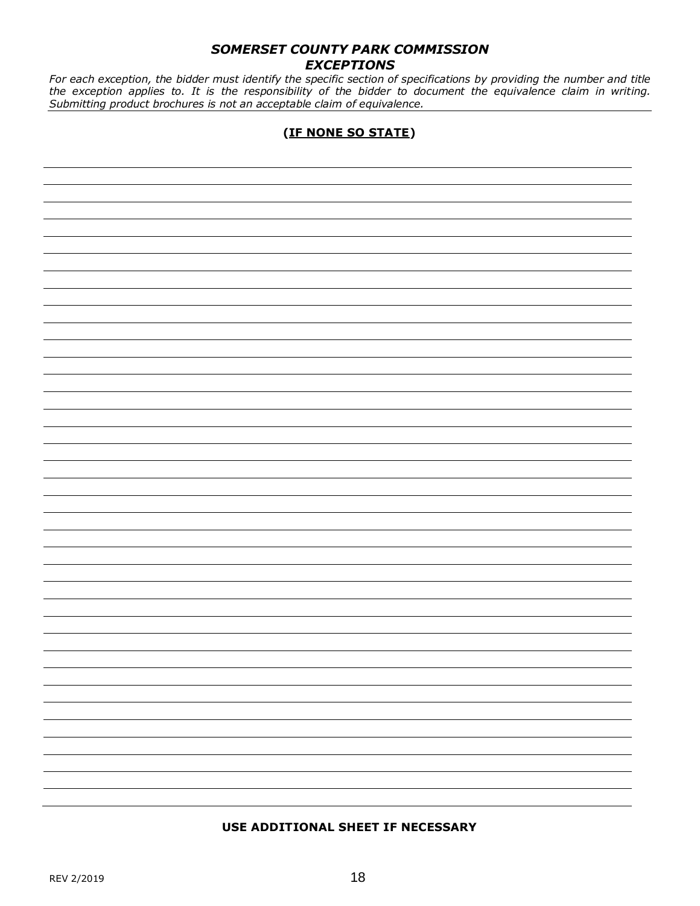## *SOMERSET COUNTY PARK COMMISSION*
## *EXCEPTIONS*

*For each exception, the bidder must identify the specific section of specifications by providing the number and title the exception applies to. It is the responsibility of the bidder to document the equivalence claim in writing. Submitting product brochures is not an acceptable claim of equivalence.*

**(IF NONE SO STATE)**

**USE ADDITIONAL SHEET IF NECESSARY**

REV 2/2019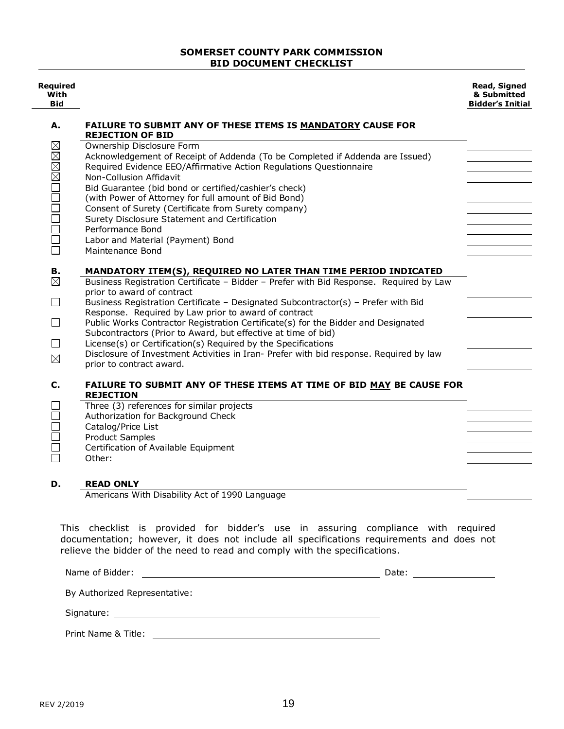## SOMERSET COUNTY PARK COMMISSION
## BID DOCUMENT CHECKLIST

| Required With Bid | | Read, Signed & Submitted Bidder's Initial |
|---|---|---|
| **A.** | **FAILURE TO SUBMIT ANY OF THESE ITEMS IS <u>MANDATORY</u> CAUSE FOR REJECTION OF BID** | |
| ☒ | Ownership Disclosure Form | |
| ☒ | Acknowledgement of Receipt of Addenda (To be Completed if Addenda are Issued) | |
| ☒ | Required Evidence EEO/Affirmative Action Regulations Questionnaire | |
| ☒ | Non-Collusion Affidavit | |
| ☐ | Bid Guarantee (bid bond or certified/cashier's check) (with Power of Attorney for full amount of Bid Bond) | |
| ☐ | Consent of Surety (Certificate from Surety company) | |
| ☐ | Surety Disclosure Statement and Certification | |
| ☐ | Performance Bond | |
| ☐ | Labor and Material (Payment) Bond | |
| ☐ | Maintenance Bond | |
| **B.** | **MANDATORY ITEM(S), REQUIRED NO LATER THAN TIME PERIOD INDICATED** | |
| ☒ | Business Registration Certificate – Bidder – Prefer with Bid Response. Required by Law prior to award of contract | |
| ☐ | Business Registration Certificate – Designated Subcontractor(s) – Prefer with Bid Response. Required by Law prior to award of contract | |
| ☐ | Public Works Contractor Registration Certificate(s) for the Bidder and Designated Subcontractors (Prior to Award, but effective at time of bid) | |
| ☐ | License(s) or Certification(s) Required by the Specifications | |
| ☒ | Disclosure of Investment Activities in Iran- Prefer with bid response. Required by law prior to contract award. | |
| **C.** | **FAILURE TO SUBMIT ANY OF THESE ITEMS AT TIME OF BID <u>MAY</u> BE CAUSE FOR REJECTION** | |
| ☐ | Three (3) references for similar projects | |
| ☐ | Authorization for Background Check | |
| ☐ | Catalog/Price List | |
| ☐ | Product Samples | |
| ☐ | Certification of Available Equipment | |
| ☐ | Other: | |
| **D.** | **READ ONLY** | |
| | Americans With Disability Act of 1990 Language | |

This checklist is provided for bidder's use in assuring compliance with required documentation; however, it does not include all specifications requirements and does not relieve the bidder of the need to read and comply with the specifications.

Name of Bidder: \_\_\_\_\_\_\_\_\_\_\_\_\_\_\_\_\_\_\_\_\_\_\_\_\_\_\_\_\_\_\_\_ Date: \_\_\_\_\_\_\_\_\_\_\_\_

By Authorized Representative:

Signature: \_\_\_\_\_\_\_\_\_\_\_\_\_\_\_\_\_\_\_\_\_\_\_\_\_\_\_\_\_\_\_\_

Print Name & Title: \_\_\_\_\_\_\_\_\_\_\_\_\_\_\_\_\_\_\_\_\_\_\_\_\_\_\_\_\_\_\_\_

REV 2/2019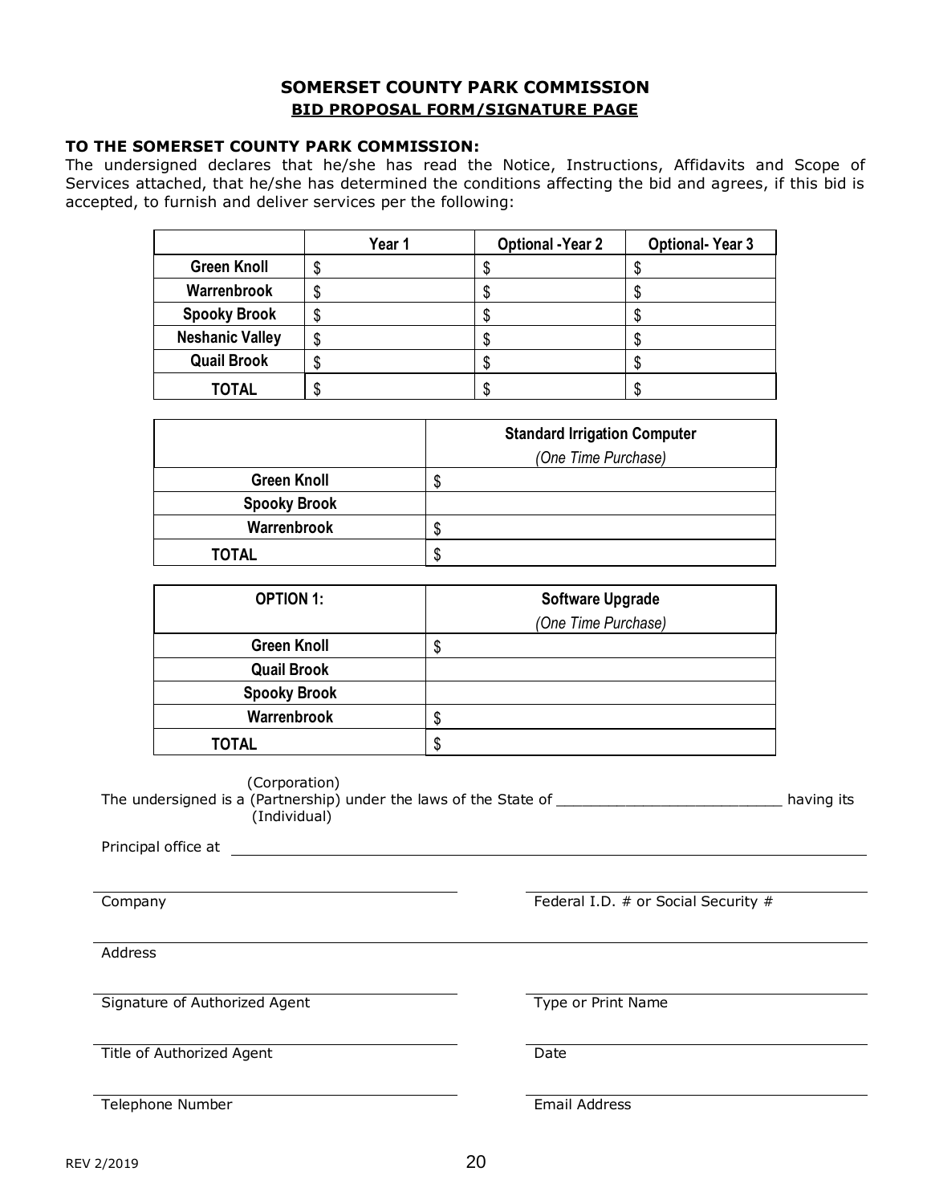## SOMERSET COUNTY PARK COMMISSION

### BID PROPOSAL FORM/SIGNATURE PAGE

**TO THE SOMERSET COUNTY PARK COMMISSION:**

The undersigned declares that he/she has read the Notice, Instructions, Affidavits and Scope of Services attached, that he/she has determined the conditions affecting the bid and agrees, if this bid is accepted, to furnish and deliver services per the following:

| | Year 1 | Optional -Year 2 | Optional- Year 3 |
|---|---|---|---|
| **Green Knoll** | $ | $ | $ |
| **Warrenbrook** | $ | $ | $ |
| **Spooky Brook** | $ | $ | $ |
| **Neshanic Valley** | $ | $ | $ |
| **Quail Brook** | $ | $ | $ |
| **TOTAL** | $ | $ | $ |

| | **Standard Irrigation Computer** *(One Time Purchase)* |
|---|---|
| **Green Knoll** | $ |
| **Spooky Brook** | |
| **Warrenbrook** | $ |
| **TOTAL** | $ |

| **OPTION 1:** | **Software Upgrade** *(One Time Purchase)* |
|---|---|
| **Green Knoll** | $ |
| **Quail Brook** | |
| **Spooky Brook** | |
| **Warrenbrook** | $ |
| **TOTAL** | $ |

The undersigned is a (Corporation) (Partnership) (Individual) under the laws of the State of ___________________________ having its

Principal office at ____________________________________________

Company ____________________ Federal I.D. # or Social Security # ____________________

Address ____________________________________________

Signature of Authorized Agent ____________________ Type or Print Name ____________________

Title of Authorized Agent ____________________ Date ____________________

Telephone Number ____________________ Email Address ____________________

REV 2/2019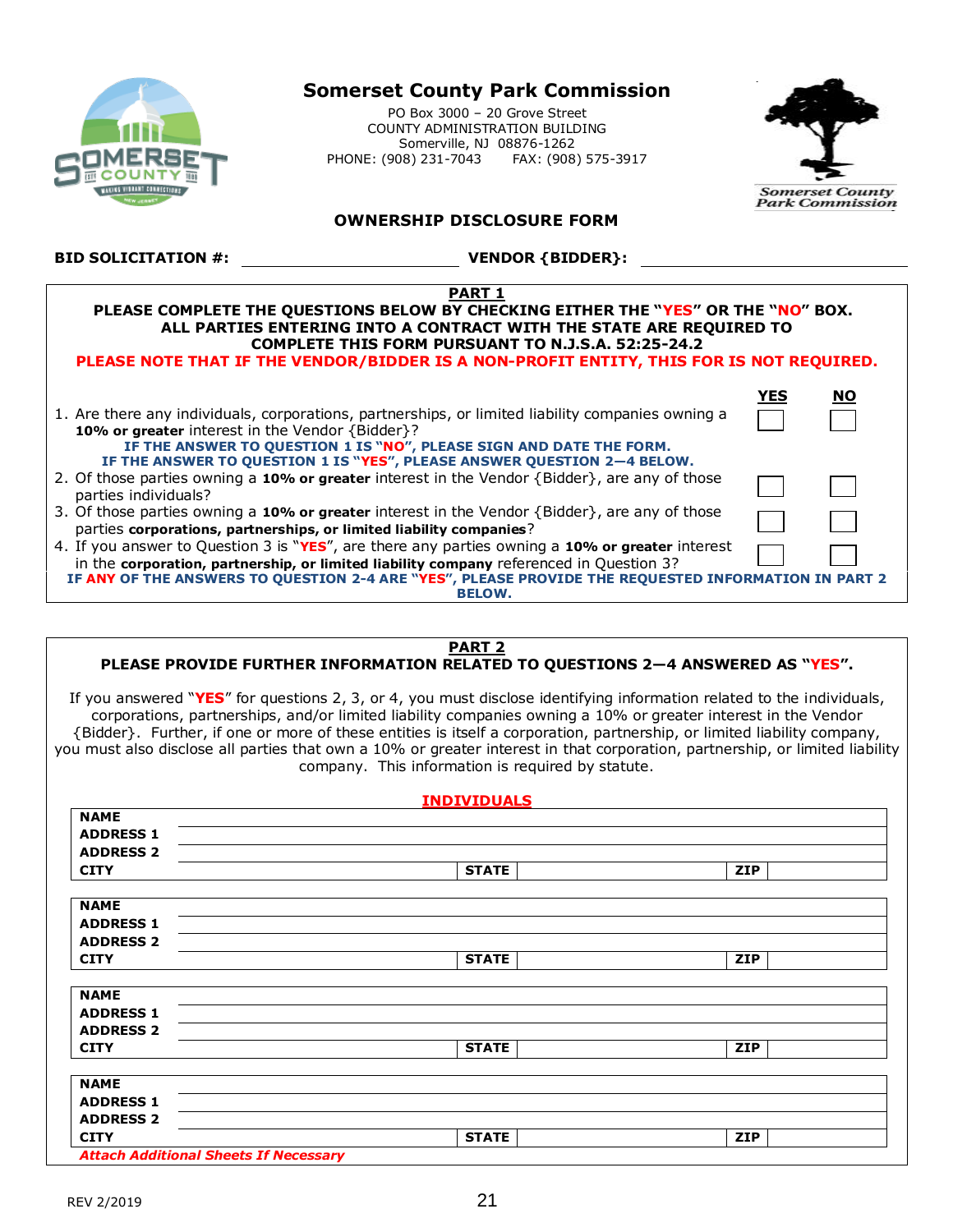# Somerset County Park Commission

PO Box 3000 – 20 Grove Street
COUNTY ADMINISTRATION BUILDING
Somerville, NJ 08876-1262
PHONE: (908) 231-7043 FAX: (908) 575-3917

## OWNERSHIP DISCLOSURE FORM

**BID SOLICITATION #:** \_\_\_\_\_\_\_\_\_\_\_\_\_\_\_\_\_\_\_\_ **VENDOR {BIDDER}:** \_\_\_\_\_\_\_\_\_\_\_\_\_\_\_\_\_\_\_\_

### PART 1

**PLEASE COMPLETE THE QUESTIONS BELOW BY CHECKING EITHER THE "YES" OR THE "NO" BOX. ALL PARTIES ENTERING INTO A CONTRACT WITH THE STATE ARE REQUIRED TO COMPLETE THIS FORM PURSUANT TO N.J.S.A. 52:25-24.2**

**PLEASE NOTE THAT IF THE VENDOR/BIDDER IS A NON-PROFIT ENTITY, THIS FOR IS NOT REQUIRED.**

| | YES | NO |
|---|---|---|
| 1. Are there any individuals, corporations, partnerships, or limited liability companies owning a **10% or greater** interest in the Vendor {Bidder}? | ☐ | ☐ |
| **IF THE ANSWER TO QUESTION 1 IS "NO", PLEASE SIGN AND DATE THE FORM. IF THE ANSWER TO QUESTION 1 IS "YES", PLEASE ANSWER QUESTION 2—4 BELOW.** | | |
| 2. Of those parties owning a **10% or greater** interest in the Vendor {Bidder}, are any of those parties individuals? | ☐ | ☐ |
| 3. Of those parties owning a **10% or greater** interest in the Vendor {Bidder}, are any of those parties **corporations, partnerships, or limited liability companies**? | ☐ | ☐ |
| 4. If you answer to Question 3 is "**YES**", are there any parties owning a **10% or greater** interest in the **corporation, partnership, or limited liability company** referenced in Question 3? | ☐ | ☐ |

**IF ANY OF THE ANSWERS TO QUESTION 2-4 ARE "YES", PLEASE PROVIDE THE REQUESTED INFORMATION IN PART 2 BELOW.**

### PART 2

**PLEASE PROVIDE FURTHER INFORMATION RELATED TO QUESTIONS 2—4 ANSWERED AS "YES".**

If you answered "**YES**" for questions 2, 3, or 4, you must disclose identifying information related to the individuals, corporations, partnerships, and/or limited liability companies owning a 10% or greater interest in the Vendor {Bidder}. Further, if one or more of these entities is itself a corporation, partnership, or limited liability company, you must also disclose all parties that own a 10% or greater interest in that corporation, partnership, or limited liability company. This information is required by statute.

#### INDIVIDUALS

| | | | | | |
|---|---|---|---|---|---|
| **NAME** | | | | | |
| **ADDRESS 1** | | | | | |
| **ADDRESS 2** | | | | | |
| **CITY** | | **STATE** | | **ZIP** | |

| | | | | | |
|---|---|---|---|---|---|
| **NAME** | | | | | |
| **ADDRESS 1** | | | | | |
| **ADDRESS 2** | | | | | |
| **CITY** | | **STATE** | | **ZIP** | |

| | | | | | |
|---|---|---|---|---|---|
| **NAME** | | | | | |
| **ADDRESS 1** | | | | | |
| **ADDRESS 2** | | | | | |
| **CITY** | | **STATE** | | **ZIP** | |

| | | | | | |
|---|---|---|---|---|---|
| **NAME** | | | | | |
| **ADDRESS 1** | | | | | |
| **ADDRESS 2** | | | | | |
| **CITY** | | **STATE** | | **ZIP** | |

***Attach Additional Sheets If Necessary***

REV 2/2019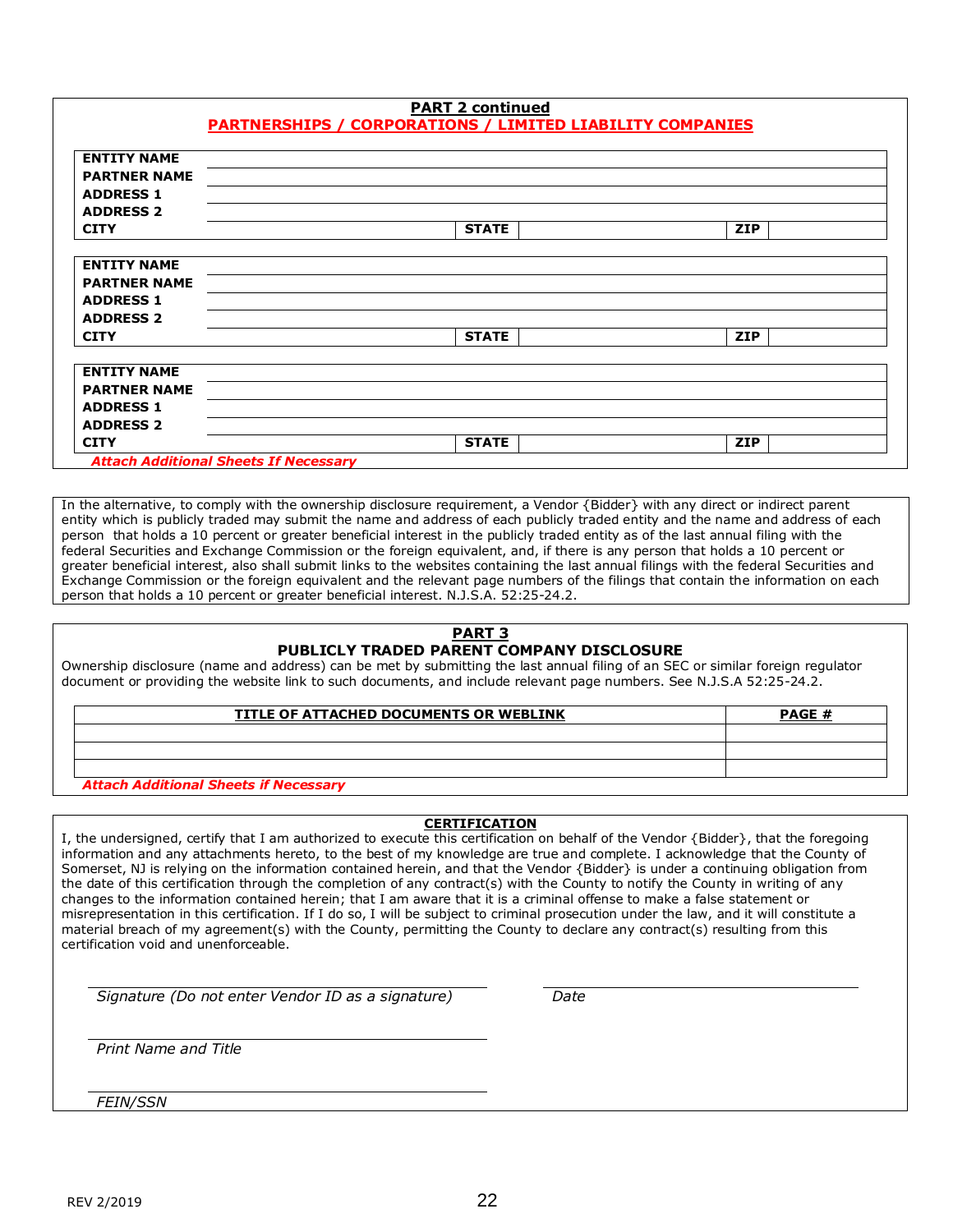## PART 2 continued

## PARTNERSHIPS / CORPORATIONS / LIMITED LIABILITY COMPANIES

| | | | | | |
|---|---|---|---|---|---|
| **ENTITY NAME** | | | | | |
| **PARTNER NAME** | | | | | |
| **ADDRESS 1** | | | | | |
| **ADDRESS 2** | | | | | |
| **CITY** | | **STATE** | | **ZIP** | |

| | | | | | |
|---|---|---|---|---|---|
| **ENTITY NAME** | | | | | |
| **PARTNER NAME** | | | | | |
| **ADDRESS 1** | | | | | |
| **ADDRESS 2** | | | | | |
| **CITY** | | **STATE** | | **ZIP** | |

| | | | | | |
|---|---|---|---|---|---|
| **ENTITY NAME** | | | | | |
| **PARTNER NAME** | | | | | |
| **ADDRESS 1** | | | | | |
| **ADDRESS 2** | | | | | |
| **CITY** | | **STATE** | | **ZIP** | |

***Attach Additional Sheets If Necessary***

In the alternative, to comply with the ownership disclosure requirement, a Vendor {Bidder} with any direct or indirect parent entity which is publicly traded may submit the name and address of each publicly traded entity and the name and address of each person that holds a 10 percent or greater beneficial interest in the publicly traded entity as of the last annual filing with the federal Securities and Exchange Commission or the foreign equivalent, and, if there is any person that holds a 10 percent or greater beneficial interest, also shall submit links to the websites containing the last annual filings with the federal Securities and Exchange Commission or the foreign equivalent and the relevant page numbers of the filings that contain the information on each person that holds a 10 percent or greater beneficial interest. N.J.S.A. 52:25-24.2.

## PART 3

## PUBLICLY TRADED PARENT COMPANY DISCLOSURE

Ownership disclosure (name and address) can be met by submitting the last annual filing of an SEC or similar foreign regulator document or providing the website link to such documents, and include relevant page numbers. See N.J.S.A 52:25-24.2.

| TITLE OF ATTACHED DOCUMENTS OR WEBLINK | PAGE # |
|---|---|
| | |
| | |
| | |

***Attach Additional Sheets if Necessary***

## CERTIFICATION

I, the undersigned, certify that I am authorized to execute this certification on behalf of the Vendor {Bidder}, that the foregoing information and any attachments hereto, to the best of my knowledge are true and complete. I acknowledge that the County of Somerset, NJ is relying on the information contained herein, and that the Vendor {Bidder} is under a continuing obligation from the date of this certification through the completion of any contract(s) with the County to notify the County in writing of any changes to the information contained herein; that I am aware that it is a criminal offense to make a false statement or misrepresentation in this certification. If I do so, I will be subject to criminal prosecution under the law, and it will constitute a material breach of my agreement(s) with the County, permitting the County to declare any contract(s) resulting from this certification void and unenforceable.

_______________________________________________ &nbsp;&nbsp;&nbsp;&nbsp; _______________________________________
*Signature (Do not enter Vendor ID as a signature)* &nbsp;&nbsp;&nbsp;&nbsp; *Date*

_______________________________________________
*Print Name and Title*

_______________________________________________
*FEIN/SSN*

REV 2/2019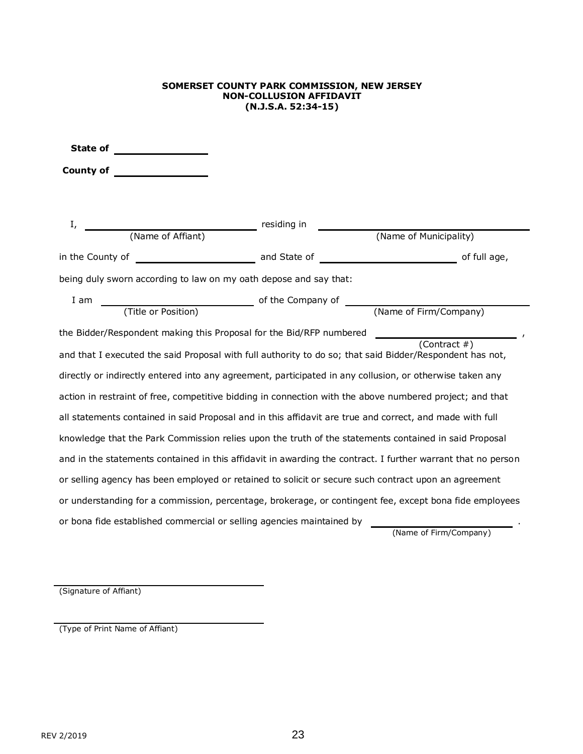**SOMERSET COUNTY PARK COMMISSION, NEW JERSEY**
**NON-COLLUSION AFFIDAVIT**
**(N.J.S.A. 52:34-15)**

**State of** ________________

**County of** ________________

I, ______________________________ residing in ______________________________
(Name of Affiant) (Name of Municipality)

in the County of ____________________ and State of ______________________ of full age,

being duly sworn according to law on my oath depose and say that:

I am __________________________ of the Company of ______________________________
(Title or Position) (Name of Firm/Company)

the Bidder/Respondent making this Proposal for the Bid/RFP numbered ______________________ ,
(Contract #)

and that I executed the said Proposal with full authority to do so; that said Bidder/Respondent has not, directly or indirectly entered into any agreement, participated in any collusion, or otherwise taken any action in restraint of free, competitive bidding in connection with the above numbered project; and that all statements contained in said Proposal and in this affidavit are true and correct, and made with full knowledge that the Park Commission relies upon the truth of the statements contained in said Proposal and in the statements contained in this affidavit in awarding the contract. I further warrant that no person or selling agency has been employed or retained to solicit or secure such contract upon an agreement or understanding for a commission, percentage, brokerage, or contingent fee, except bona fide employees or bona fide established commercial or selling agencies maintained by ______________________ .
(Name of Firm/Company)

______________________________
(Signature of Affiant)

______________________________
(Type of Print Name of Affiant)

REV 2/2019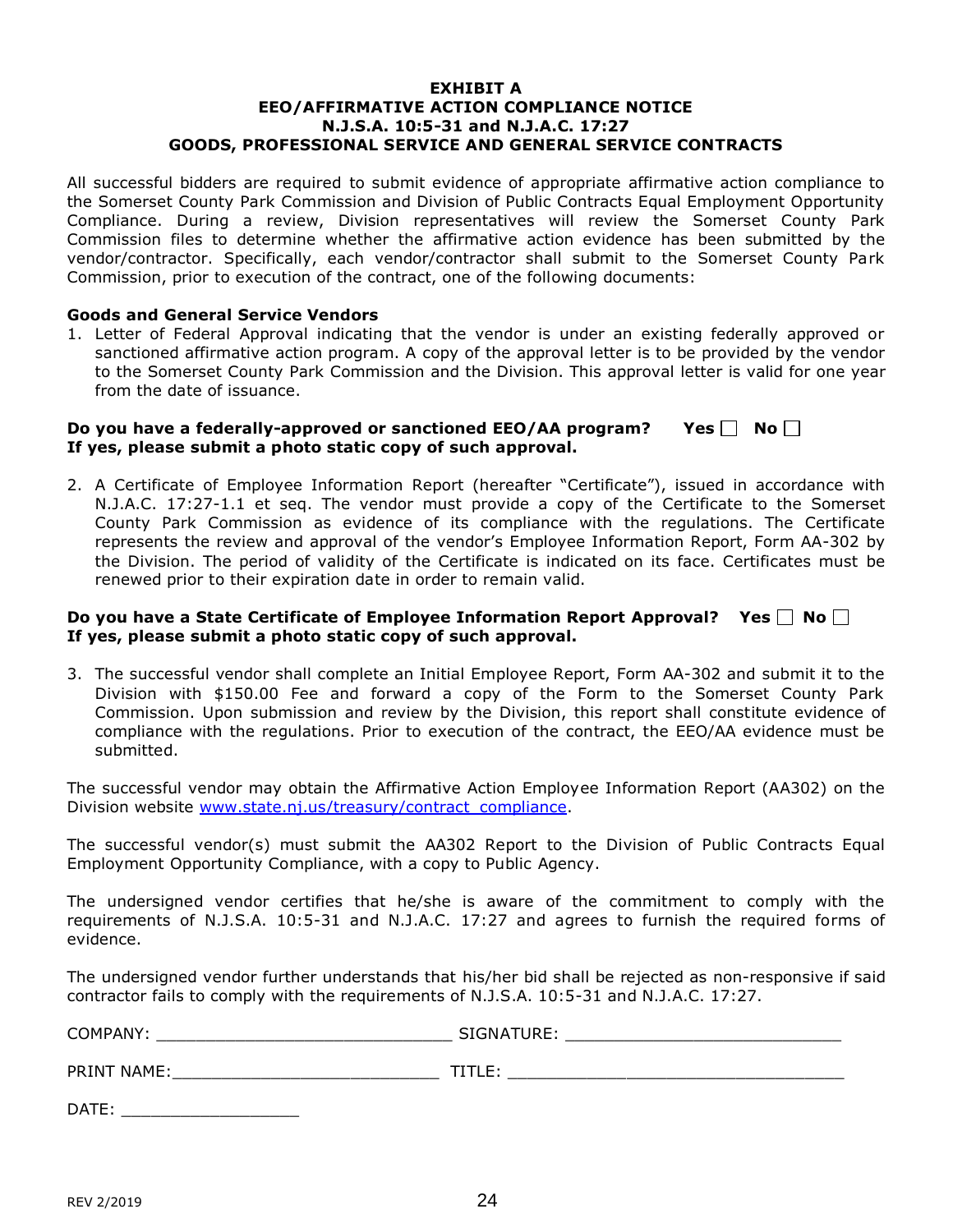**EXHIBIT A**
**EEO/AFFIRMATIVE ACTION COMPLIANCE NOTICE**
**N.J.S.A. 10:5-31 and N.J.A.C. 17:27**
**GOODS, PROFESSIONAL SERVICE AND GENERAL SERVICE CONTRACTS**

All successful bidders are required to submit evidence of appropriate affirmative action compliance to the Somerset County Park Commission and Division of Public Contracts Equal Employment Opportunity Compliance. During a review, Division representatives will review the Somerset County Park Commission files to determine whether the affirmative action evidence has been submitted by the vendor/contractor. Specifically, each vendor/contractor shall submit to the Somerset County Park Commission, prior to execution of the contract, one of the following documents:

**Goods and General Service Vendors**

1. Letter of Federal Approval indicating that the vendor is under an existing federally approved or sanctioned affirmative action program. A copy of the approval letter is to be provided by the vendor to the Somerset County Park Commission and the Division. This approval letter is valid for one year from the date of issuance.

**Do you have a federally-approved or sanctioned EEO/AA program? Yes ☐ No ☐**
**If yes, please submit a photo static copy of such approval.**

2. A Certificate of Employee Information Report (hereafter "Certificate"), issued in accordance with N.J.A.C. 17:27-1.1 et seq. The vendor must provide a copy of the Certificate to the Somerset County Park Commission as evidence of its compliance with the regulations. The Certificate represents the review and approval of the vendor's Employee Information Report, Form AA-302 by the Division. The period of validity of the Certificate is indicated on its face. Certificates must be renewed prior to their expiration date in order to remain valid.

**Do you have a State Certificate of Employee Information Report Approval? Yes ☐ No ☐**
**If yes, please submit a photo static copy of such approval.**

3. The successful vendor shall complete an Initial Employee Report, Form AA-302 and submit it to the Division with $150.00 Fee and forward a copy of the Form to the Somerset County Park Commission. Upon submission and review by the Division, this report shall constitute evidence of compliance with the regulations. Prior to execution of the contract, the EEO/AA evidence must be submitted.

The successful vendor may obtain the Affirmative Action Employee Information Report (AA302) on the Division website www.state.nj.us/treasury/contract_compliance.

The successful vendor(s) must submit the AA302 Report to the Division of Public Contracts Equal Employment Opportunity Compliance, with a copy to Public Agency.

The undersigned vendor certifies that he/she is aware of the commitment to comply with the requirements of N.J.S.A. 10:5-31 and N.J.A.C. 17:27 and agrees to furnish the required forms of evidence.

The undersigned vendor further understands that his/her bid shall be rejected as non-responsive if said contractor fails to comply with the requirements of N.J.S.A. 10:5-31 and N.J.A.C. 17:27.

COMPANY: ______________________________ SIGNATURE: ____________________________

PRINT NAME: ___________________________ TITLE: __________________________________

DATE: __________________

REV 2/2019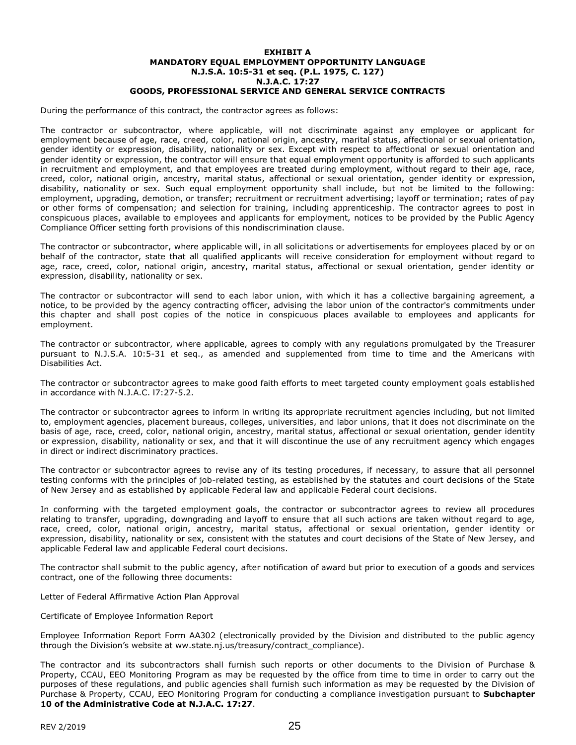# EXHIBIT A
## MANDATORY EQUAL EMPLOYMENT OPPORTUNITY LANGUAGE
## N.J.S.A. 10:5-31 et seq. (P.L. 1975, C. 127)
## N.J.A.C. 17:27
## GOODS, PROFESSIONAL SERVICE AND GENERAL SERVICE CONTRACTS

During the performance of this contract, the contractor agrees as follows:

The contractor or subcontractor, where applicable, will not discriminate against any employee or applicant for employment because of age, race, creed, color, national origin, ancestry, marital status, affectional or sexual orientation, gender identity or expression, disability, nationality or sex. Except with respect to affectional or sexual orientation and gender identity or expression, the contractor will ensure that equal employment opportunity is afforded to such applicants in recruitment and employment, and that employees are treated during employment, without regard to their age, race, creed, color, national origin, ancestry, marital status, affectional or sexual orientation, gender identity or expression, disability, nationality or sex. Such equal employment opportunity shall include, but not be limited to the following: employment, upgrading, demotion, or transfer; recruitment or recruitment advertising; layoff or termination; rates of pay or other forms of compensation; and selection for training, including apprenticeship. The contractor agrees to post in conspicuous places, available to employees and applicants for employment, notices to be provided by the Public Agency Compliance Officer setting forth provisions of this nondiscrimination clause.

The contractor or subcontractor, where applicable will, in all solicitations or advertisements for employees placed by or on behalf of the contractor, state that all qualified applicants will receive consideration for employment without regard to age, race, creed, color, national origin, ancestry, marital status, affectional or sexual orientation, gender identity or expression, disability, nationality or sex.

The contractor or subcontractor will send to each labor union, with which it has a collective bargaining agreement, a notice, to be provided by the agency contracting officer, advising the labor union of the contractor's commitments under this chapter and shall post copies of the notice in conspicuous places available to employees and applicants for employment.

The contractor or subcontractor, where applicable, agrees to comply with any regulations promulgated by the Treasurer pursuant to N.J.S.A. 10:5-31 et seq., as amended and supplemented from time to time and the Americans with Disabilities Act.

The contractor or subcontractor agrees to make good faith efforts to meet targeted county employment goals established in accordance with N.J.A.C. l7:27-5.2.

The contractor or subcontractor agrees to inform in writing its appropriate recruitment agencies including, but not limited to, employment agencies, placement bureaus, colleges, universities, and labor unions, that it does not discriminate on the basis of age, race, creed, color, national origin, ancestry, marital status, affectional or sexual orientation, gender identity or expression, disability, nationality or sex, and that it will discontinue the use of any recruitment agency which engages in direct or indirect discriminatory practices.

The contractor or subcontractor agrees to revise any of its testing procedures, if necessary, to assure that all personnel testing conforms with the principles of job-related testing, as established by the statutes and court decisions of the State of New Jersey and as established by applicable Federal law and applicable Federal court decisions.

In conforming with the targeted employment goals, the contractor or subcontractor agrees to review all procedures relating to transfer, upgrading, downgrading and layoff to ensure that all such actions are taken without regard to age, race, creed, color, national origin, ancestry, marital status, affectional or sexual orientation, gender identity or expression, disability, nationality or sex, consistent with the statutes and court decisions of the State of New Jersey, and applicable Federal law and applicable Federal court decisions.

The contractor shall submit to the public agency, after notification of award but prior to execution of a goods and services contract, one of the following three documents:

Letter of Federal Affirmative Action Plan Approval

Certificate of Employee Information Report

Employee Information Report Form AA302 (electronically provided by the Division and distributed to the public agency through the Division's website at ww.state.nj.us/treasury/contract_compliance).

The contractor and its subcontractors shall furnish such reports or other documents to the Division of Purchase & Property, CCAU, EEO Monitoring Program as may be requested by the office from time to time in order to carry out the purposes of these regulations, and public agencies shall furnish such information as may be requested by the Division of Purchase & Property, CCAU, EEO Monitoring Program for conducting a compliance investigation pursuant to **Subchapter 10 of the Administrative Code at N.J.A.C. 17:27**.

REV 2/2019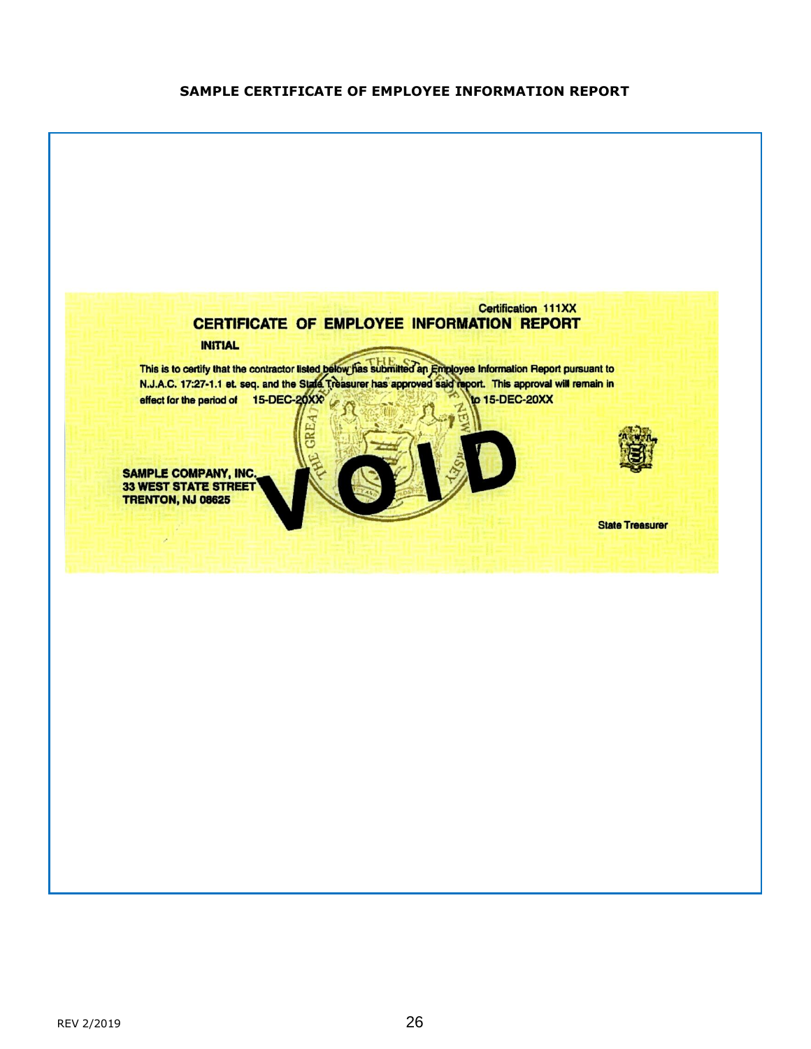**SAMPLE CERTIFICATE OF EMPLOYEE INFORMATION REPORT**

Certification 111XX

**CERTIFICATE OF EMPLOYEE INFORMATION REPORT**

**INITIAL**

This is to certify that the contractor listed below has submitted an Employee Information Report pursuant to N.J.A.C. 17:27-1.1 et. seq. and the State Treasurer has approved said report. This approval will remain in effect for the period of 15-DEC-20XX to 15-DEC-20XX

**SAMPLE COMPANY, INC.**
**33 WEST STATE STREET**
**TRENTON, NJ 08625**

VOID

State Treasurer

REV 2/2019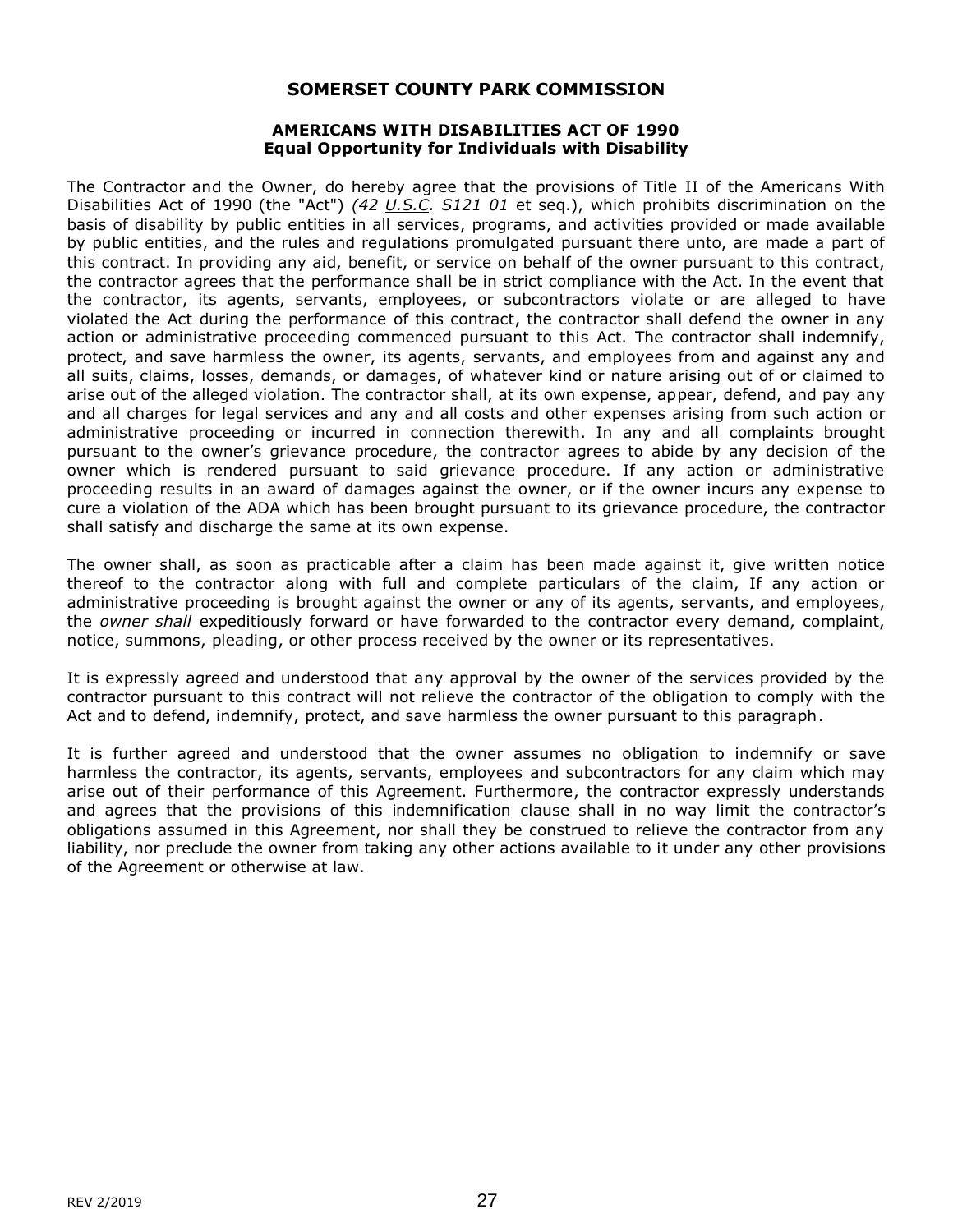## SOMERSET COUNTY PARK COMMISSION

### AMERICANS WITH DISABILITIES ACT OF 1990
### Equal Opportunity for Individuals with Disability

The Contractor and the Owner, do hereby agree that the provisions of Title II of the Americans With Disabilities Act of 1990 (the "Act") *(42 U.S.C. S121 01* et seq.), which prohibits discrimination on the basis of disability by public entities in all services, programs, and activities provided or made available by public entities, and the rules and regulations promulgated pursuant there unto, are made a part of this contract. In providing any aid, benefit, or service on behalf of the owner pursuant to this contract, the contractor agrees that the performance shall be in strict compliance with the Act. In the event that the contractor, its agents, servants, employees, or subcontractors violate or are alleged to have violated the Act during the performance of this contract, the contractor shall defend the owner in any action or administrative proceeding commenced pursuant to this Act. The contractor shall indemnify, protect, and save harmless the owner, its agents, servants, and employees from and against any and all suits, claims, losses, demands, or damages, of whatever kind or nature arising out of or claimed to arise out of the alleged violation. The contractor shall, at its own expense, appear, defend, and pay any and all charges for legal services and any and all costs and other expenses arising from such action or administrative proceeding or incurred in connection therewith. In any and all complaints brought pursuant to the owner's grievance procedure, the contractor agrees to abide by any decision of the owner which is rendered pursuant to said grievance procedure. If any action or administrative proceeding results in an award of damages against the owner, or if the owner incurs any expense to cure a violation of the ADA which has been brought pursuant to its grievance procedure, the contractor shall satisfy and discharge the same at its own expense.

The owner shall, as soon as practicable after a claim has been made against it, give written notice thereof to the contractor along with full and complete particulars of the claim, If any action or administrative proceeding is brought against the owner or any of its agents, servants, and employees, the *owner shall* expeditiously forward or have forwarded to the contractor every demand, complaint, notice, summons, pleading, or other process received by the owner or its representatives.

It is expressly agreed and understood that any approval by the owner of the services provided by the contractor pursuant to this contract will not relieve the contractor of the obligation to comply with the Act and to defend, indemnify, protect, and save harmless the owner pursuant to this paragraph.

It is further agreed and understood that the owner assumes no obligation to indemnify or save harmless the contractor, its agents, servants, employees and subcontractors for any claim which may arise out of their performance of this Agreement. Furthermore, the contractor expressly understands and agrees that the provisions of this indemnification clause shall in no way limit the contractor's obligations assumed in this Agreement, nor shall they be construed to relieve the contractor from any liability, nor preclude the owner from taking any other actions available to it under any other provisions of the Agreement or otherwise at law.

REV 2/2019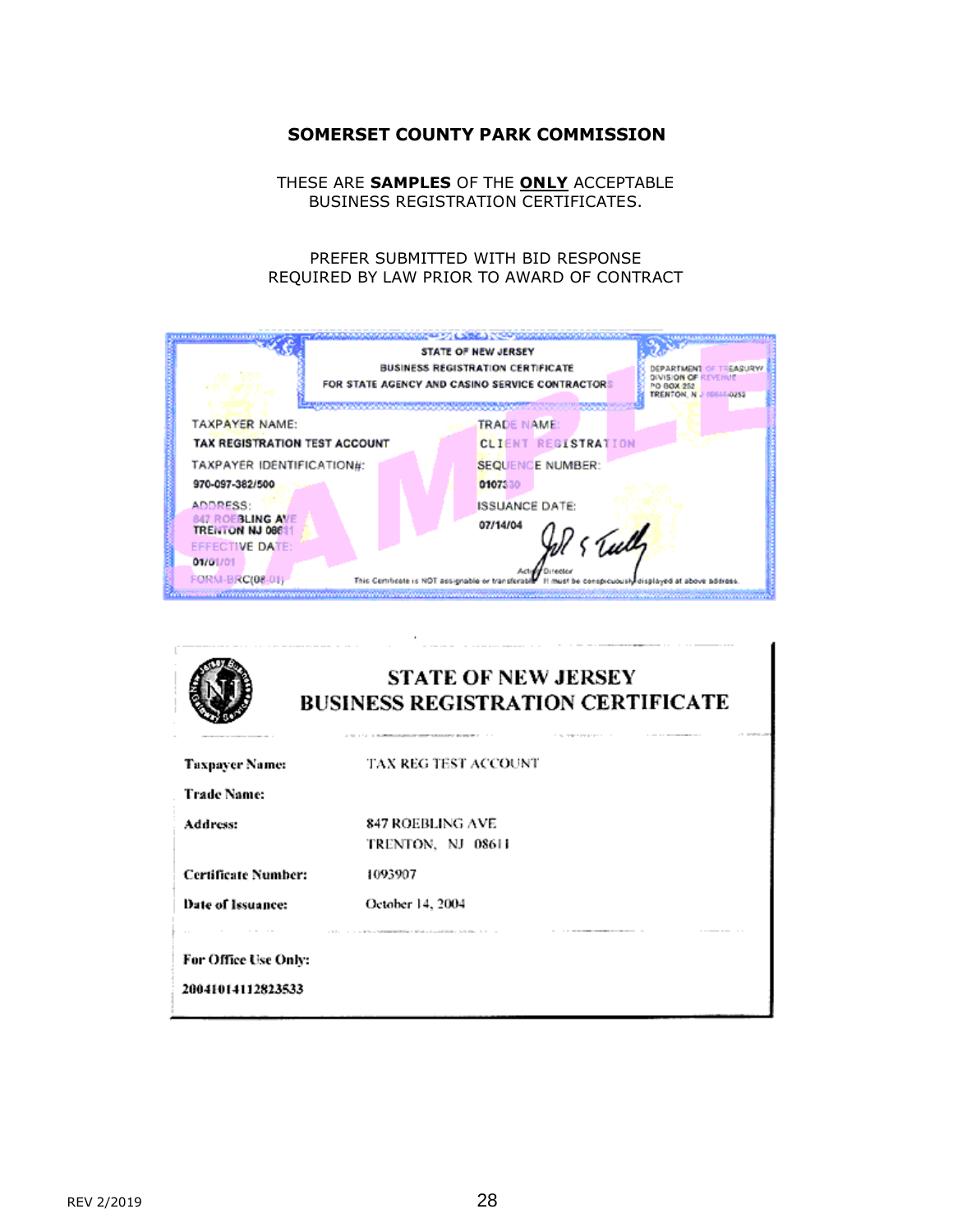**SOMERSET COUNTY PARK COMMISSION**

THESE ARE **SAMPLES** OF THE **ONLY** ACCEPTABLE BUSINESS REGISTRATION CERTIFICATES.

PREFER SUBMITTED WITH BID RESPONSE
REQUIRED BY LAW PRIOR TO AWARD OF CONTRACT

STATE OF NEW JERSEY
BUSINESS REGISTRATION CERTIFICATE
FOR STATE AGENCY AND CASINO SERVICE CONTRACTORS

DEPARTMENT OF TREASURY/
DIVISION OF REVENUE
PO BOX 252
TRENTON, N J 08646-0252

TAXPAYER NAME:
TAX REGISTRATION TEST ACCOUNT

TRADE NAME:
CLIENT REGISTRATION

TAXPAYER IDENTIFICATION#:
970-097-382/500

SEQUENCE NUMBER:
0107330

ADDRESS:
847 ROEBLING AVE
TRENTON NJ 08611

ISSUANCE DATE:
07/14/04

EFFECTIVE DATE:
01/01/01

Acting Director

FORM-BRC(08-01)

This Certificate is NOT assignable or transferable. It must be conspicuously displayed at above address.

SAMPLE

**STATE OF NEW JERSEY**
**BUSINESS REGISTRATION CERTIFICATE**

| | |
|---|---|
| **Taxpayer Name:** | TAX REG TEST ACCOUNT |
| **Trade Name:** | |
| **Address:** | 847 ROEBLING AVE<br>TRENTON, NJ 08611 |
| **Certificate Number:** | 1093907 |
| **Date of Issuance:** | October 14, 2004 |

**For Office Use Only:**
**20041014112823533**

REV 2/2019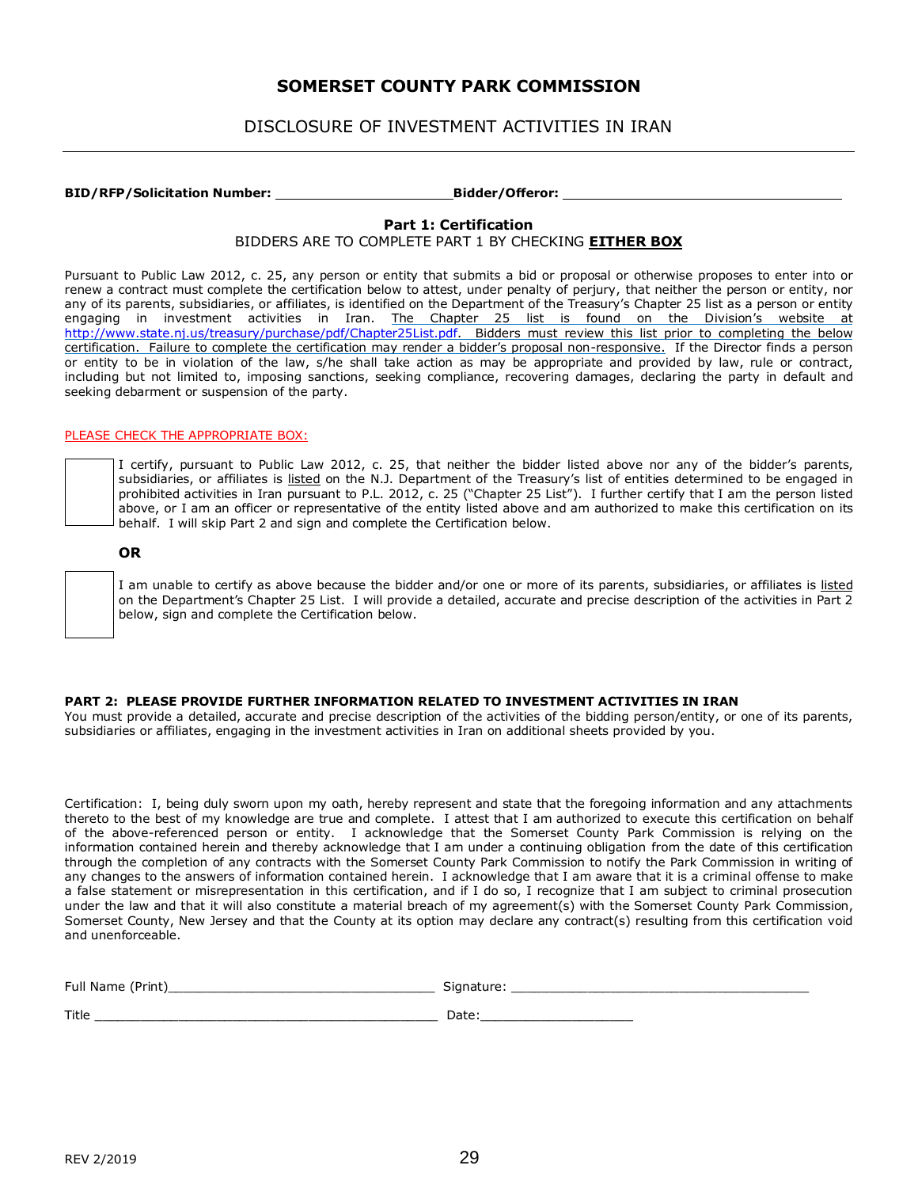## SOMERSET COUNTY PARK COMMISSION

DISCLOSURE OF INVESTMENT ACTIVITIES IN IRAN

**BID/RFP/Solicitation Number:** ______________________ **Bidder/Offeror:** ____________________________________

**Part 1: Certification**

BIDDERS ARE TO COMPLETE PART 1 BY CHECKING **EITHER BOX**

Pursuant to Public Law 2012, c. 25, any person or entity that submits a bid or proposal or otherwise proposes to enter into or renew a contract must complete the certification below to attest, under penalty of perjury, that neither the person or entity, nor any of its parents, subsidiaries, or affiliates, is identified on the Department of the Treasury's Chapter 25 list as a person or entity engaging in investment activities in Iran. The Chapter 25 list is found on the Division's website at http://www.state.nj.us/treasury/purchase/pdf/Chapter25List.pdf. Bidders must review this list prior to completing the below certification. Failure to complete the certification may render a bidder's proposal non-responsive. If the Director finds a person or entity to be in violation of the law, s/he shall take action as may be appropriate and provided by law, rule or contract, including but not limited to, imposing sanctions, seeking compliance, recovering damages, declaring the party in default and seeking debarment or suspension of the party.

PLEASE CHECK THE APPROPRIATE BOX:

☐ I certify, pursuant to Public Law 2012, c. 25, that neither the bidder listed above nor any of the bidder's parents, subsidiaries, or affiliates is listed on the N.J. Department of the Treasury's list of entities determined to be engaged in prohibited activities in Iran pursuant to P.L. 2012, c. 25 ("Chapter 25 List"). I further certify that I am the person listed above, or I am an officer or representative of the entity listed above and am authorized to make this certification on its behalf. I will skip Part 2 and sign and complete the Certification below.

**OR**

☐ I am unable to certify as above because the bidder and/or one or more of its parents, subsidiaries, or affiliates is listed on the Department's Chapter 25 List. I will provide a detailed, accurate and precise description of the activities in Part 2 below, sign and complete the Certification below.

**PART 2: PLEASE PROVIDE FURTHER INFORMATION RELATED TO INVESTMENT ACTIVITIES IN IRAN**

You must provide a detailed, accurate and precise description of the activities of the bidding person/entity, or one of its parents, subsidiaries or affiliates, engaging in the investment activities in Iran on additional sheets provided by you.

Certification: I, being duly sworn upon my oath, hereby represent and state that the foregoing information and any attachments thereto to the best of my knowledge are true and complete. I attest that I am authorized to execute this certification on behalf of the above-referenced person or entity. I acknowledge that the Somerset County Park Commission is relying on the information contained herein and thereby acknowledge that I am under a continuing obligation from the date of this certification through the completion of any contracts with the Somerset County Park Commission to notify the Park Commission in writing of any changes to the answers of information contained herein. I acknowledge that I am aware that it is a criminal offense to make a false statement or misrepresentation in this certification, and if I do so, I recognize that I am subject to criminal prosecution under the law and that it will also constitute a material breach of my agreement(s) with the Somerset County Park Commission, Somerset County, New Jersey and that the County at its option may declare any contract(s) resulting from this certification void and unenforceable.

Full Name (Print)___________________________________ Signature: _______________________________________

Title _____________________________________________ Date:____________________

REV 2/2019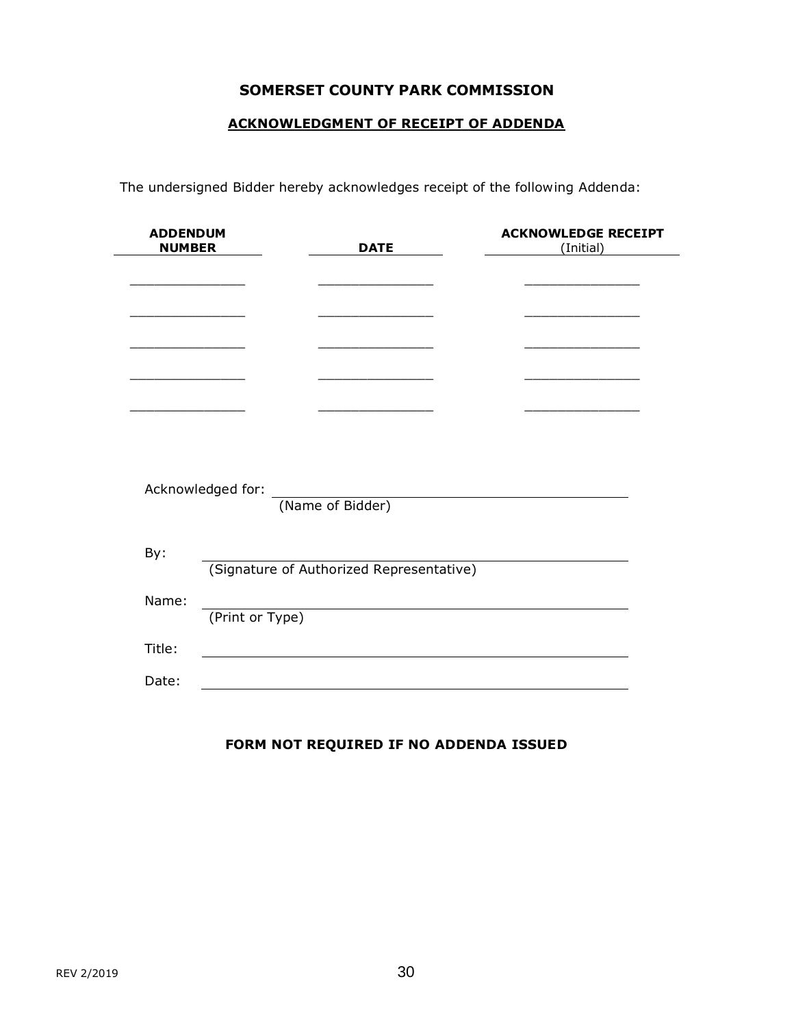## SOMERSET COUNTY PARK COMMISSION

### ACKNOWLEDGMENT OF RECEIPT OF ADDENDA

The undersigned Bidder hereby acknowledges receipt of the following Addenda:

| ADDENDUM NUMBER | DATE | ACKNOWLEDGE RECEIPT (Initial) |
|---|---|---|
| _______________ | _______________ | _______________ |
| _______________ | _______________ | _______________ |
| _______________ | _______________ | _______________ |
| _______________ | _______________ | _______________ |
| _______________ | _______________ | _______________ |

Acknowledged for: ____________________________________________
(Name of Bidder)

By: ____________________________________________
(Signature of Authorized Representative)

Name: ____________________________________________
(Print or Type)

Title: ____________________________________________

Date: ____________________________________________

**FORM NOT REQUIRED IF NO ADDENDA ISSUED**

REV 2/2019